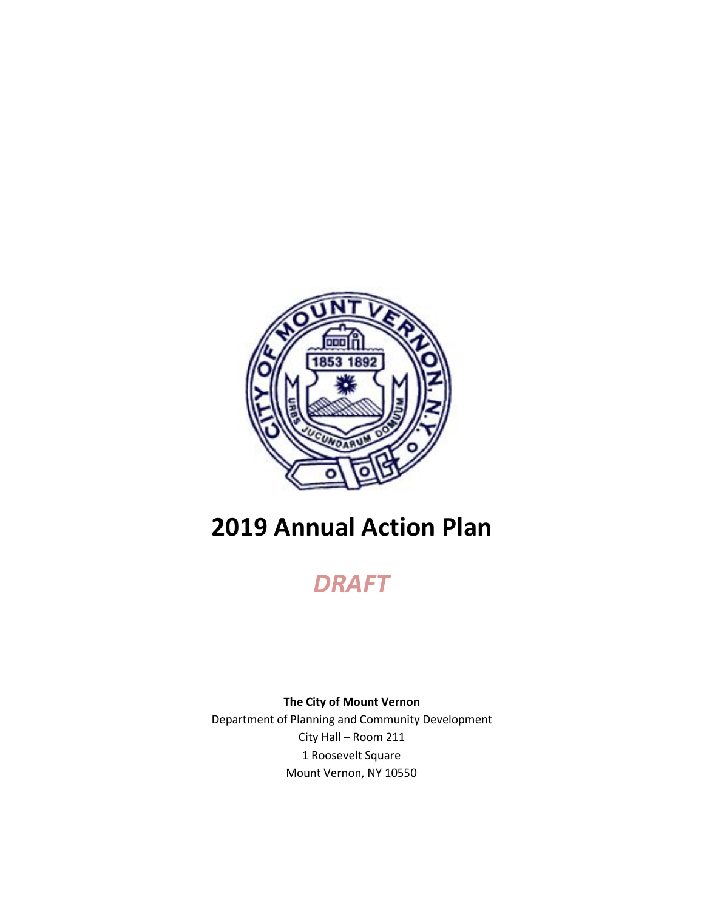# 2019 Annual Action Plan

## *DRAFT*

**The City of Mount Vernon**
Department of Planning and Community Development
City Hall – Room 211
1 Roosevelt Square
Mount Vernon, NY 10550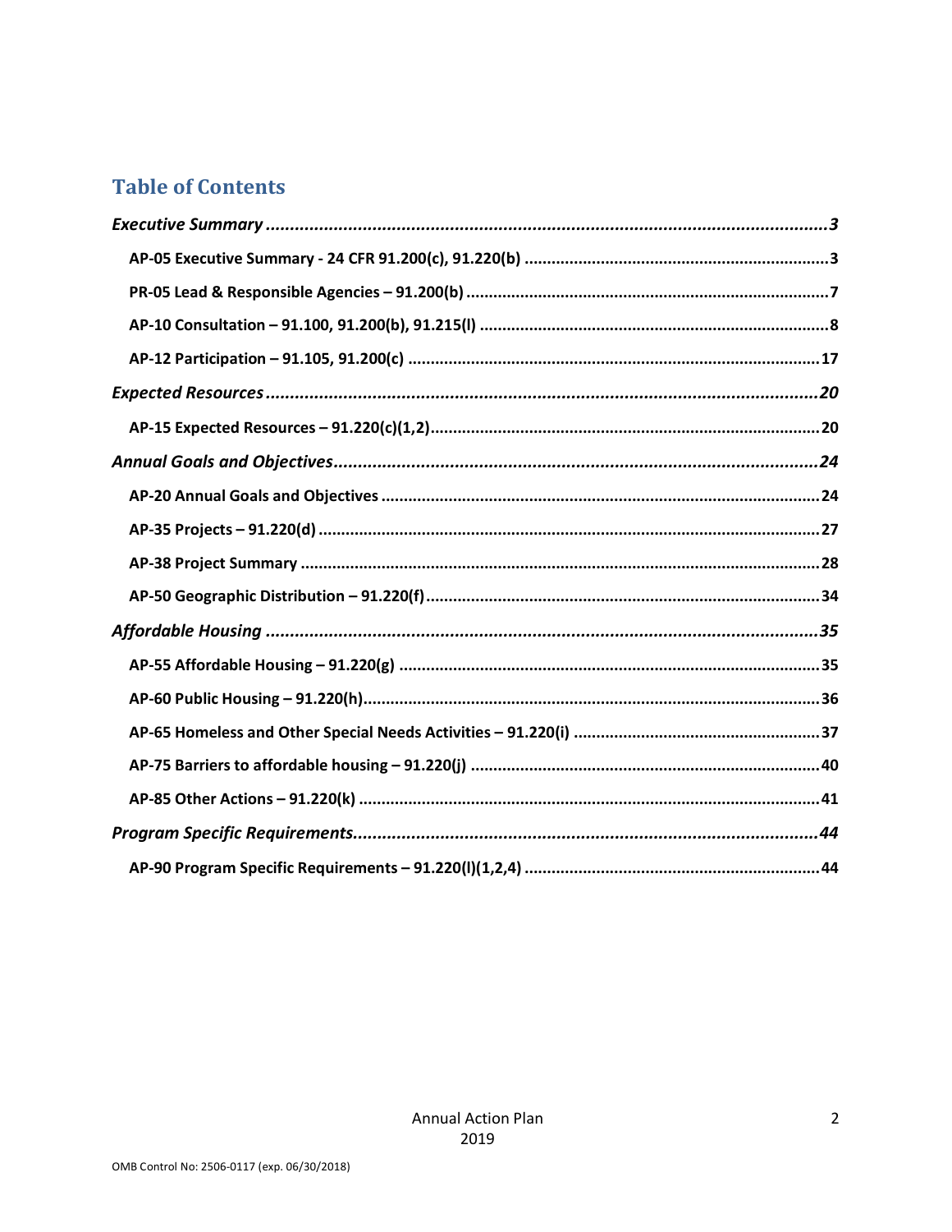## Table of Contents

*Executive Summary* ............................................................................................................ *3*

**AP-05 Executive Summary - 24 CFR 91.200(c), 91.220(b)** ............................................................ **3**

**PR-05 Lead & Responsible Agencies – 91.200(b)** ............................................................................ **7**

**AP-10 Consultation – 91.100, 91.200(b), 91.215(l)** .......................................................................... **8**

**AP-12 Participation – 91.105, 91.200(c)** ......................................................................................... **17**

*Expected Resources* ........................................................................................................... *20*

**AP-15 Expected Resources – 91.220(c)(1,2)** ..................................................................................... **20**

*Annual Goals and Objectives* .............................................................................................. *24*

**AP-20 Annual Goals and Objectives** ................................................................................................ **24**

**AP-35 Projects – 91.220(d)** .............................................................................................................. **27**

**AP-38 Project Summary** ................................................................................................................... **28**

**AP-50 Geographic Distribution – 91.220(f)** ...................................................................................... **34**

*Affordable Housing* ........................................................................................................... *35*

**AP-55 Affordable Housing – 91.220(g)** ............................................................................................. **35**

**AP-60 Public Housing – 91.220(h)** .................................................................................................... **36**

**AP-65 Homeless and Other Special Needs Activities – 91.220(i)** ...................................................... **37**

**AP-75 Barriers to affordable housing – 91.220(j)** ............................................................................. **40**

**AP-85 Other Actions – 91.220(k)** ...................................................................................................... **41**

*Program Specific Requirements* ......................................................................................... *44*

**AP-90 Program Specific Requirements – 91.220(l)(1,2,4)** ................................................................. **44**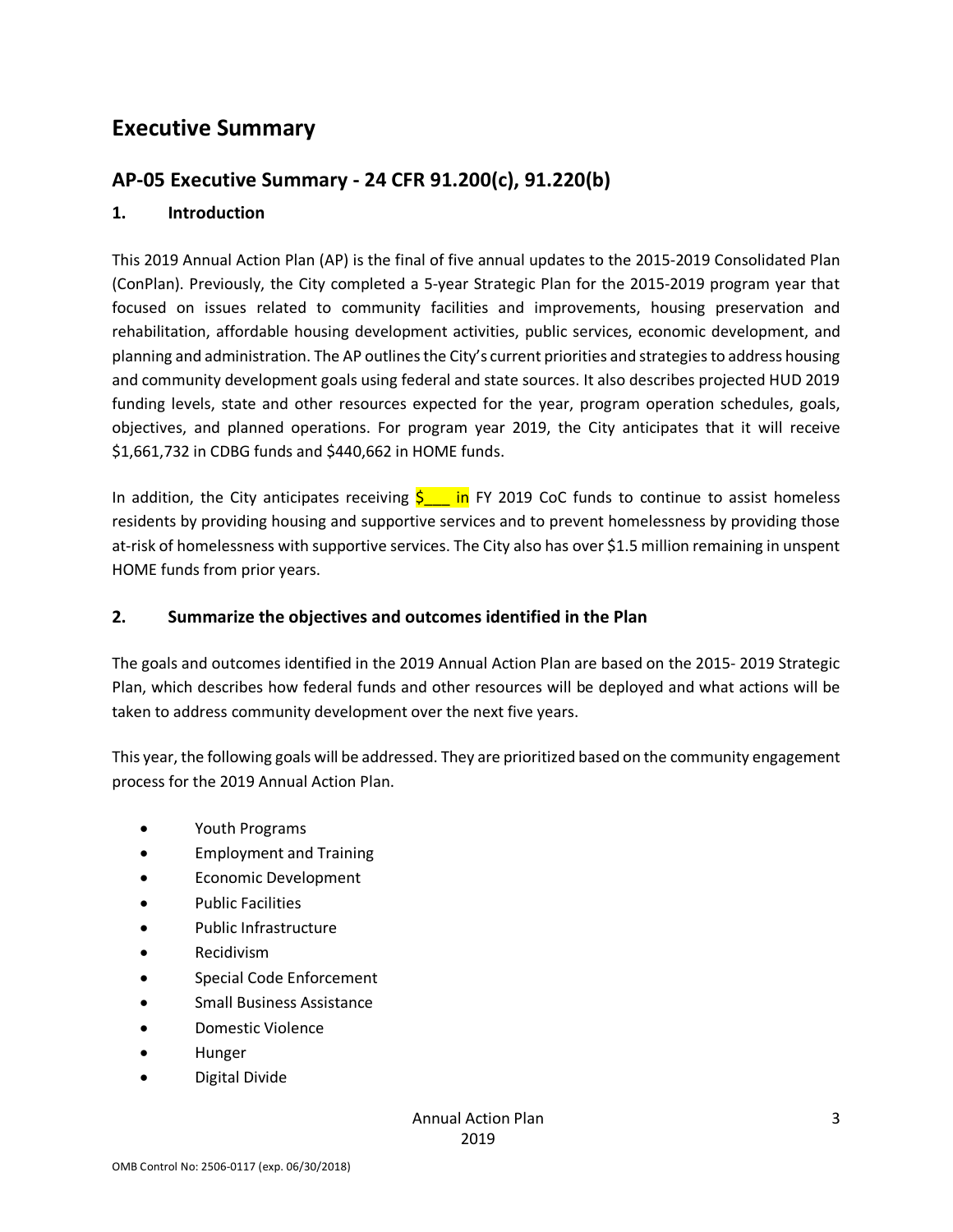# Executive Summary

## AP-05 Executive Summary - 24 CFR 91.200(c), 91.220(b)

### 1. Introduction

This 2019 Annual Action Plan (AP) is the final of five annual updates to the 2015-2019 Consolidated Plan (ConPlan). Previously, the City completed a 5-year Strategic Plan for the 2015-2019 program year that focused on issues related to community facilities and improvements, housing preservation and rehabilitation, affordable housing development activities, public services, economic development, and planning and administration. The AP outlines the City's current priorities and strategies to address housing and community development goals using federal and state sources. It also describes projected HUD 2019 funding levels, state and other resources expected for the year, program operation schedules, goals, objectives, and planned operations. For program year 2019, the City anticipates that it will receive $1,661,732 in CDBG funds and $440,662 in HOME funds.

In addition, the City anticipates receiving $___ in FY 2019 CoC funds to continue to assist homeless residents by providing housing and supportive services and to prevent homelessness by providing those at-risk of homelessness with supportive services. The City also has over $1.5 million remaining in unspent HOME funds from prior years.

### 2. Summarize the objectives and outcomes identified in the Plan

The goals and outcomes identified in the 2019 Annual Action Plan are based on the 2015- 2019 Strategic Plan, which describes how federal funds and other resources will be deployed and what actions will be taken to address community development over the next five years.

This year, the following goals will be addressed. They are prioritized based on the community engagement process for the 2019 Annual Action Plan.

- Youth Programs
- Employment and Training
- Economic Development
- Public Facilities
- Public Infrastructure
- Recidivism
- Special Code Enforcement
- Small Business Assistance
- Domestic Violence
- Hunger
- Digital Divide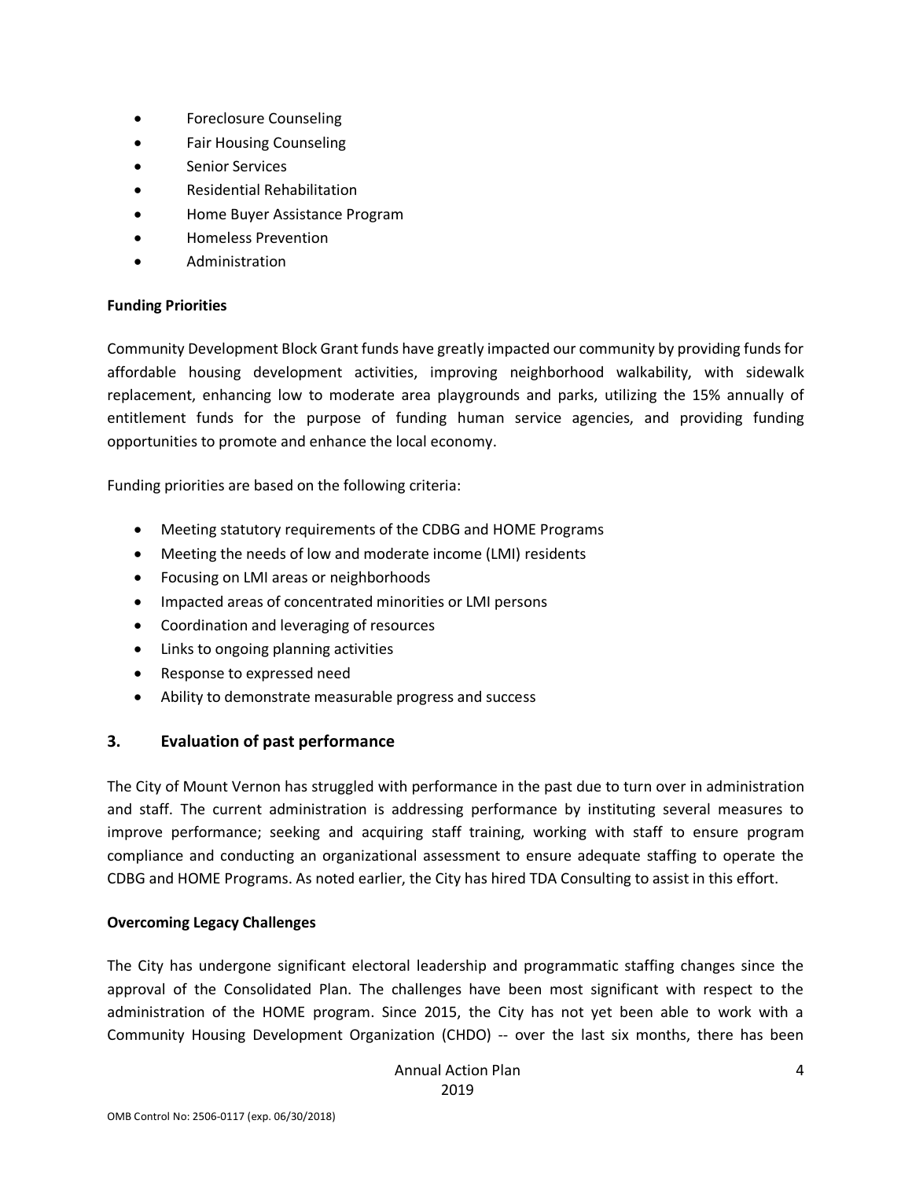- Foreclosure Counseling
- Fair Housing Counseling
- Senior Services
- Residential Rehabilitation
- Home Buyer Assistance Program
- Homeless Prevention
- Administration

**Funding Priorities**

Community Development Block Grant funds have greatly impacted our community by providing funds for affordable housing development activities, improving neighborhood walkability, with sidewalk replacement, enhancing low to moderate area playgrounds and parks, utilizing the 15% annually of entitlement funds for the purpose of funding human service agencies, and providing funding opportunities to promote and enhance the local economy.

Funding priorities are based on the following criteria:

- Meeting statutory requirements of the CDBG and HOME Programs
- Meeting the needs of low and moderate income (LMI) residents
- Focusing on LMI areas or neighborhoods
- Impacted areas of concentrated minorities or LMI persons
- Coordination and leveraging of resources
- Links to ongoing planning activities
- Response to expressed need
- Ability to demonstrate measurable progress and success

## 3. Evaluation of past performance

The City of Mount Vernon has struggled with performance in the past due to turn over in administration and staff. The current administration is addressing performance by instituting several measures to improve performance; seeking and acquiring staff training, working with staff to ensure program compliance and conducting an organizational assessment to ensure adequate staffing to operate the CDBG and HOME Programs. As noted earlier, the City has hired TDA Consulting to assist in this effort.

**Overcoming Legacy Challenges**

The City has undergone significant electoral leadership and programmatic staffing changes since the approval of the Consolidated Plan. The challenges have been most significant with respect to the administration of the HOME program. Since 2015, the City has not yet been able to work with a Community Housing Development Organization (CHDO) -- over the last six months, there has been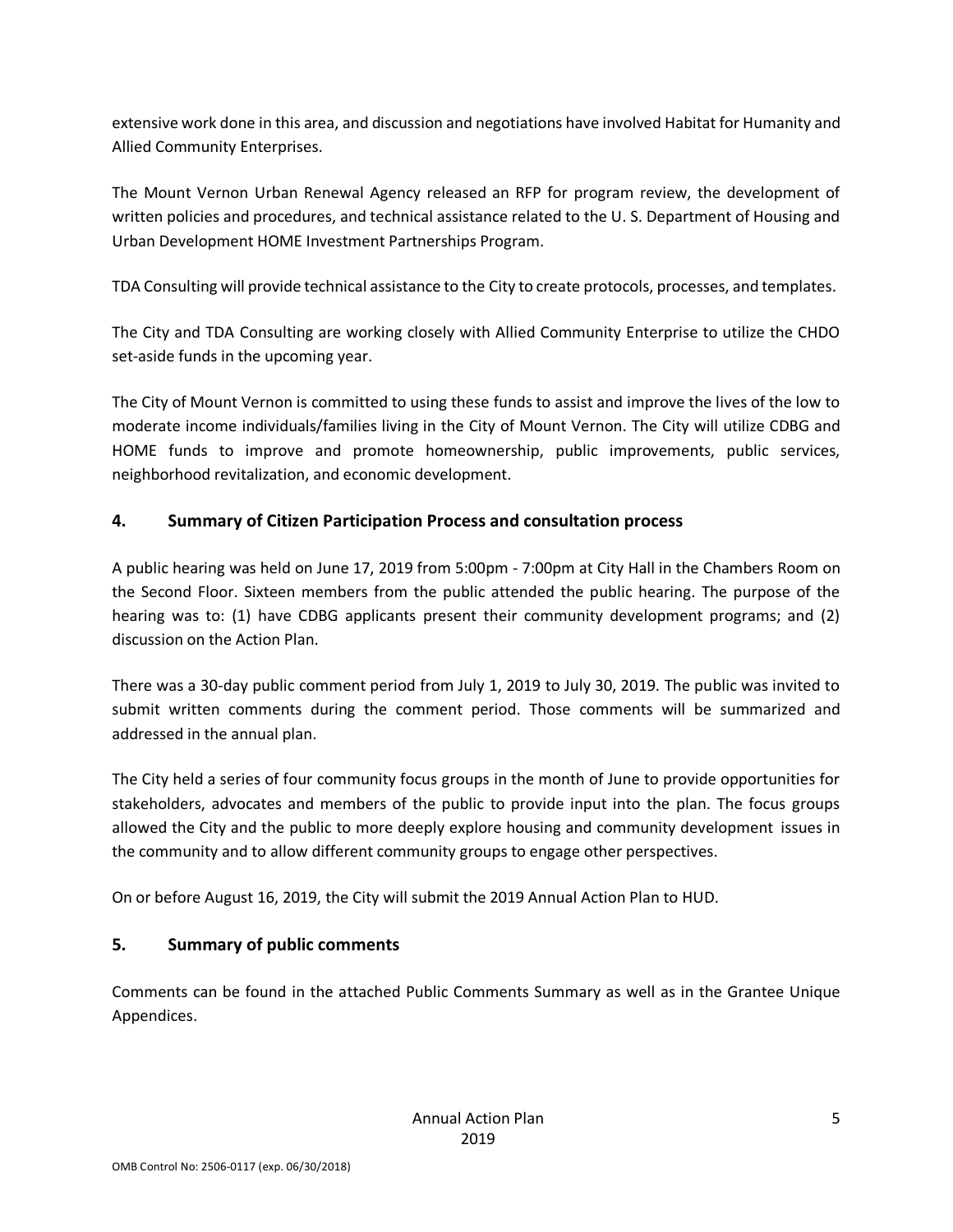extensive work done in this area, and discussion and negotiations have involved Habitat for Humanity and Allied Community Enterprises.

The Mount Vernon Urban Renewal Agency released an RFP for program review, the development of written policies and procedures, and technical assistance related to the U. S. Department of Housing and Urban Development HOME Investment Partnerships Program.

TDA Consulting will provide technical assistance to the City to create protocols, processes, and templates.

The City and TDA Consulting are working closely with Allied Community Enterprise to utilize the CHDO set-aside funds in the upcoming year.

The City of Mount Vernon is committed to using these funds to assist and improve the lives of the low to moderate income individuals/families living in the City of Mount Vernon. The City will utilize CDBG and HOME funds to improve and promote homeownership, public improvements, public services, neighborhood revitalization, and economic development.

## 4. Summary of Citizen Participation Process and consultation process

A public hearing was held on June 17, 2019 from 5:00pm - 7:00pm at City Hall in the Chambers Room on the Second Floor. Sixteen members from the public attended the public hearing. The purpose of the hearing was to: (1) have CDBG applicants present their community development programs; and (2) discussion on the Action Plan.

There was a 30-day public comment period from July 1, 2019 to July 30, 2019. The public was invited to submit written comments during the comment period. Those comments will be summarized and addressed in the annual plan.

The City held a series of four community focus groups in the month of June to provide opportunities for stakeholders, advocates and members of the public to provide input into the plan. The focus groups allowed the City and the public to more deeply explore housing and community development issues in the community and to allow different community groups to engage other perspectives.

On or before August 16, 2019, the City will submit the 2019 Annual Action Plan to HUD.

## 5. Summary of public comments

Comments can be found in the attached Public Comments Summary as well as in the Grantee Unique Appendices.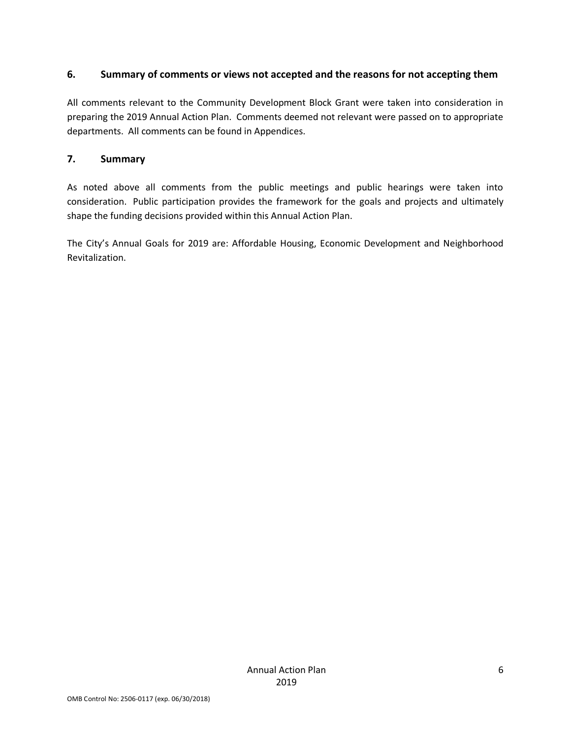### 6. Summary of comments or views not accepted and the reasons for not accepting them

All comments relevant to the Community Development Block Grant were taken into consideration in preparing the 2019 Annual Action Plan. Comments deemed not relevant were passed on to appropriate departments. All comments can be found in Appendices.

### 7. Summary

As noted above all comments from the public meetings and public hearings were taken into consideration. Public participation provides the framework for the goals and projects and ultimately shape the funding decisions provided within this Annual Action Plan.

The City's Annual Goals for 2019 are: Affordable Housing, Economic Development and Neighborhood Revitalization.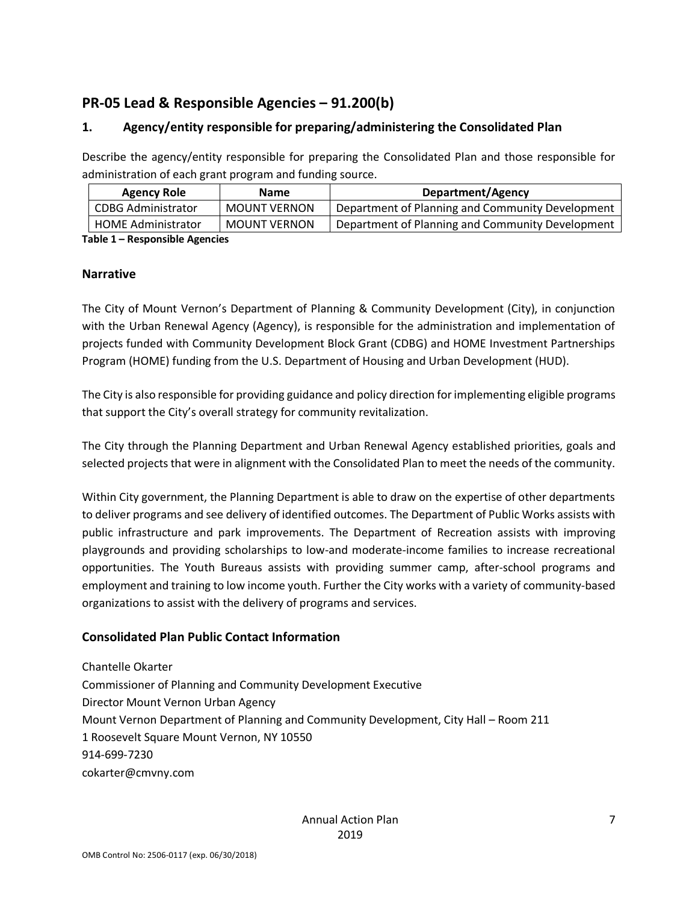## PR-05 Lead & Responsible Agencies – 91.200(b)

### 1. Agency/entity responsible for preparing/administering the Consolidated Plan

Describe the agency/entity responsible for preparing the Consolidated Plan and those responsible for administration of each grant program and funding source.

| Agency Role | Name | Department/Agency |
|---|---|---|
| CDBG Administrator | MOUNT VERNON | Department of Planning and Community Development |
| HOME Administrator | MOUNT VERNON | Department of Planning and Community Development |

**Table 1 – Responsible Agencies**

### Narrative

The City of Mount Vernon's Department of Planning & Community Development (City), in conjunction with the Urban Renewal Agency (Agency), is responsible for the administration and implementation of projects funded with Community Development Block Grant (CDBG) and HOME Investment Partnerships Program (HOME) funding from the U.S. Department of Housing and Urban Development (HUD).

The City is also responsible for providing guidance and policy direction for implementing eligible programs that support the City's overall strategy for community revitalization.

The City through the Planning Department and Urban Renewal Agency established priorities, goals and selected projects that were in alignment with the Consolidated Plan to meet the needs of the community.

Within City government, the Planning Department is able to draw on the expertise of other departments to deliver programs and see delivery of identified outcomes. The Department of Public Works assists with public infrastructure and park improvements. The Department of Recreation assists with improving playgrounds and providing scholarships to low-and moderate-income families to increase recreational opportunities. The Youth Bureaus assists with providing summer camp, after-school programs and employment and training to low income youth. Further the City works with a variety of community-based organizations to assist with the delivery of programs and services.

### Consolidated Plan Public Contact Information

Chantelle Okarter
Commissioner of Planning and Community Development Executive
Director Mount Vernon Urban Agency
Mount Vernon Department of Planning and Community Development, City Hall – Room 211
1 Roosevelt Square Mount Vernon, NY 10550
914-699-7230
cokarter@cmvny.com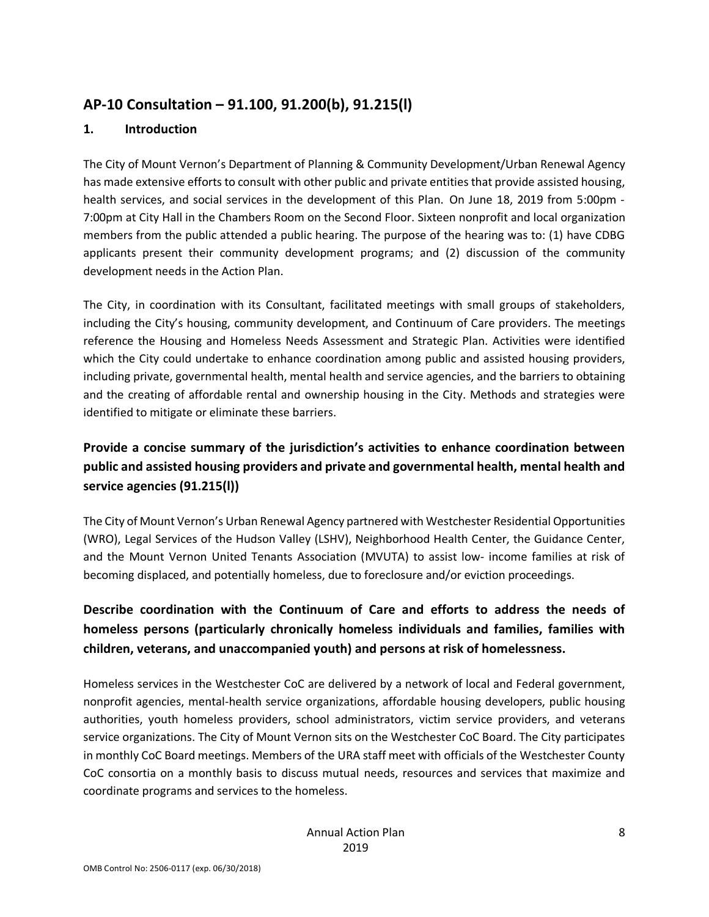## AP-10 Consultation – 91.100, 91.200(b), 91.215(l)

### 1. Introduction

The City of Mount Vernon's Department of Planning & Community Development/Urban Renewal Agency has made extensive efforts to consult with other public and private entities that provide assisted housing, health services, and social services in the development of this Plan. On June 18, 2019 from 5:00pm - 7:00pm at City Hall in the Chambers Room on the Second Floor. Sixteen nonprofit and local organization members from the public attended a public hearing. The purpose of the hearing was to: (1) have CDBG applicants present their community development programs; and (2) discussion of the community development needs in the Action Plan.

The City, in coordination with its Consultant, facilitated meetings with small groups of stakeholders, including the City's housing, community development, and Continuum of Care providers. The meetings reference the Housing and Homeless Needs Assessment and Strategic Plan. Activities were identified which the City could undertake to enhance coordination among public and assisted housing providers, including private, governmental health, mental health and service agencies, and the barriers to obtaining and the creating of affordable rental and ownership housing in the City. Methods and strategies were identified to mitigate or eliminate these barriers.

### Provide a concise summary of the jurisdiction's activities to enhance coordination between public and assisted housing providers and private and governmental health, mental health and service agencies (91.215(l))

The City of Mount Vernon's Urban Renewal Agency partnered with Westchester Residential Opportunities (WRO), Legal Services of the Hudson Valley (LSHV), Neighborhood Health Center, the Guidance Center, and the Mount Vernon United Tenants Association (MVUTA) to assist low- income families at risk of becoming displaced, and potentially homeless, due to foreclosure and/or eviction proceedings.

### Describe coordination with the Continuum of Care and efforts to address the needs of homeless persons (particularly chronically homeless individuals and families, families with children, veterans, and unaccompanied youth) and persons at risk of homelessness.

Homeless services in the Westchester CoC are delivered by a network of local and Federal government, nonprofit agencies, mental-health service organizations, affordable housing developers, public housing authorities, youth homeless providers, school administrators, victim service providers, and veterans service organizations. The City of Mount Vernon sits on the Westchester CoC Board. The City participates in monthly CoC Board meetings. Members of the URA staff meet with officials of the Westchester County CoC consortia on a monthly basis to discuss mutual needs, resources and services that maximize and coordinate programs and services to the homeless.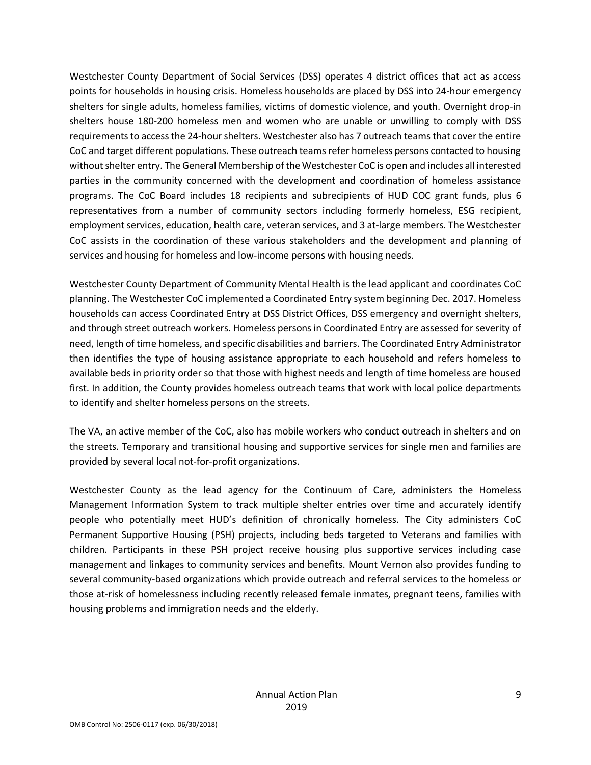Westchester County Department of Social Services (DSS) operates 4 district offices that act as access points for households in housing crisis. Homeless households are placed by DSS into 24-hour emergency shelters for single adults, homeless families, victims of domestic violence, and youth. Overnight drop-in shelters house 180-200 homeless men and women who are unable or unwilling to comply with DSS requirements to access the 24-hour shelters. Westchester also has 7 outreach teams that cover the entire CoC and target different populations. These outreach teams refer homeless persons contacted to housing without shelter entry. The General Membership of the Westchester CoC is open and includes all interested parties in the community concerned with the development and coordination of homeless assistance programs. The CoC Board includes 18 recipients and subrecipients of HUD COC grant funds, plus 6 representatives from a number of community sectors including formerly homeless, ESG recipient, employment services, education, health care, veteran services, and 3 at-large members. The Westchester CoC assists in the coordination of these various stakeholders and the development and planning of services and housing for homeless and low-income persons with housing needs.

Westchester County Department of Community Mental Health is the lead applicant and coordinates CoC planning. The Westchester CoC implemented a Coordinated Entry system beginning Dec. 2017. Homeless households can access Coordinated Entry at DSS District Offices, DSS emergency and overnight shelters, and through street outreach workers. Homeless persons in Coordinated Entry are assessed for severity of need, length of time homeless, and specific disabilities and barriers. The Coordinated Entry Administrator then identifies the type of housing assistance appropriate to each household and refers homeless to available beds in priority order so that those with highest needs and length of time homeless are housed first. In addition, the County provides homeless outreach teams that work with local police departments to identify and shelter homeless persons on the streets.

The VA, an active member of the CoC, also has mobile workers who conduct outreach in shelters and on the streets. Temporary and transitional housing and supportive services for single men and families are provided by several local not-for-profit organizations.

Westchester County as the lead agency for the Continuum of Care, administers the Homeless Management Information System to track multiple shelter entries over time and accurately identify people who potentially meet HUD's definition of chronically homeless. The City administers CoC Permanent Supportive Housing (PSH) projects, including beds targeted to Veterans and families with children. Participants in these PSH project receive housing plus supportive services including case management and linkages to community services and benefits. Mount Vernon also provides funding to several community-based organizations which provide outreach and referral services to the homeless or those at-risk of homelessness including recently released female inmates, pregnant teens, families with housing problems and immigration needs and the elderly.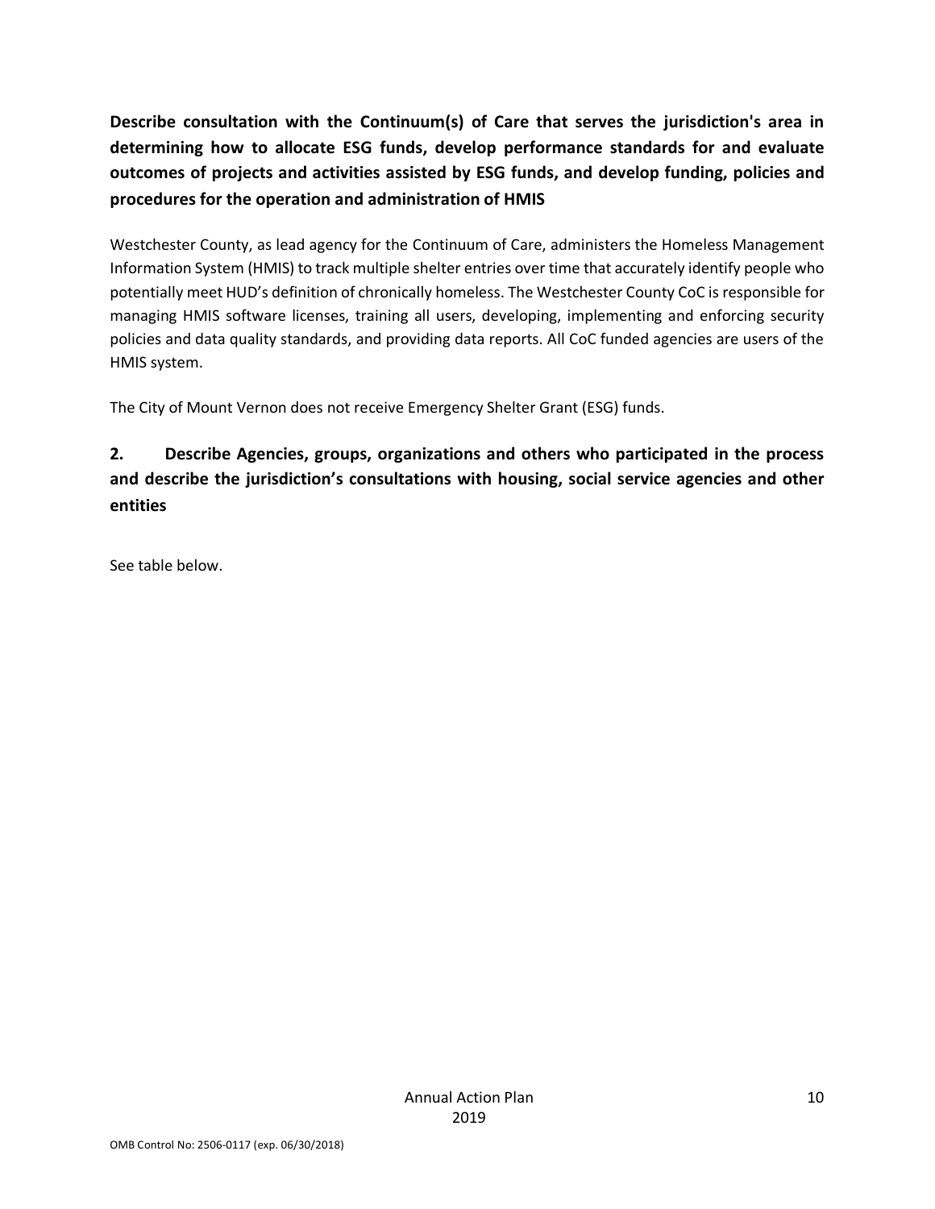**Describe consultation with the Continuum(s) of Care that serves the jurisdiction's area in determining how to allocate ESG funds, develop performance standards for and evaluate outcomes of projects and activities assisted by ESG funds, and develop funding, policies and procedures for the operation and administration of HMIS**

Westchester County, as lead agency for the Continuum of Care, administers the Homeless Management Information System (HMIS) to track multiple shelter entries over time that accurately identify people who potentially meet HUD's definition of chronically homeless. The Westchester County CoC is responsible for managing HMIS software licenses, training all users, developing, implementing and enforcing security policies and data quality standards, and providing data reports. All CoC funded agencies are users of the HMIS system.

The City of Mount Vernon does not receive Emergency Shelter Grant (ESG) funds.

**2. Describe Agencies, groups, organizations and others who participated in the process and describe the jurisdiction's consultations with housing, social service agencies and other entities**

See table below.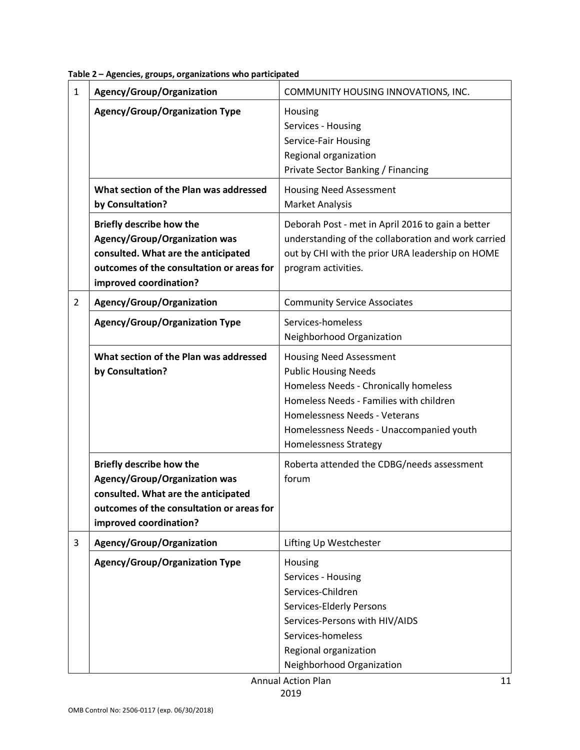**Table 2 – Agencies, groups, organizations who participated**

| | | |
|---|---|---|
| 1 | **Agency/Group/Organization** | COMMUNITY HOUSING INNOVATIONS, INC. |
| | **Agency/Group/Organization Type** | Housing<br>Services - Housing<br>Service-Fair Housing<br>Regional organization<br>Private Sector Banking / Financing |
| | **What section of the Plan was addressed by Consultation?** | Housing Need Assessment<br>Market Analysis |
| | **Briefly describe how the Agency/Group/Organization was consulted. What are the anticipated outcomes of the consultation or areas for improved coordination?** | Deborah Post - met in April 2016 to gain a better understanding of the collaboration and work carried out by CHI with the prior URA leadership on HOME program activities. |
| 2 | **Agency/Group/Organization** | Community Service Associates |
| | **Agency/Group/Organization Type** | Services-homeless<br>Neighborhood Organization |
| | **What section of the Plan was addressed by Consultation?** | Housing Need Assessment<br>Public Housing Needs<br>Homeless Needs - Chronically homeless<br>Homeless Needs - Families with children<br>Homelessness Needs - Veterans<br>Homelessness Needs - Unaccompanied youth<br>Homelessness Strategy |
| | **Briefly describe how the Agency/Group/Organization was consulted. What are the anticipated outcomes of the consultation or areas for improved coordination?** | Roberta attended the CDBG/needs assessment forum |
| 3 | **Agency/Group/Organization** | Lifting Up Westchester |
| | **Agency/Group/Organization Type** | Housing<br>Services - Housing<br>Services-Children<br>Services-Elderly Persons<br>Services-Persons with HIV/AIDS<br>Services-homeless<br>Regional organization<br>Neighborhood Organization |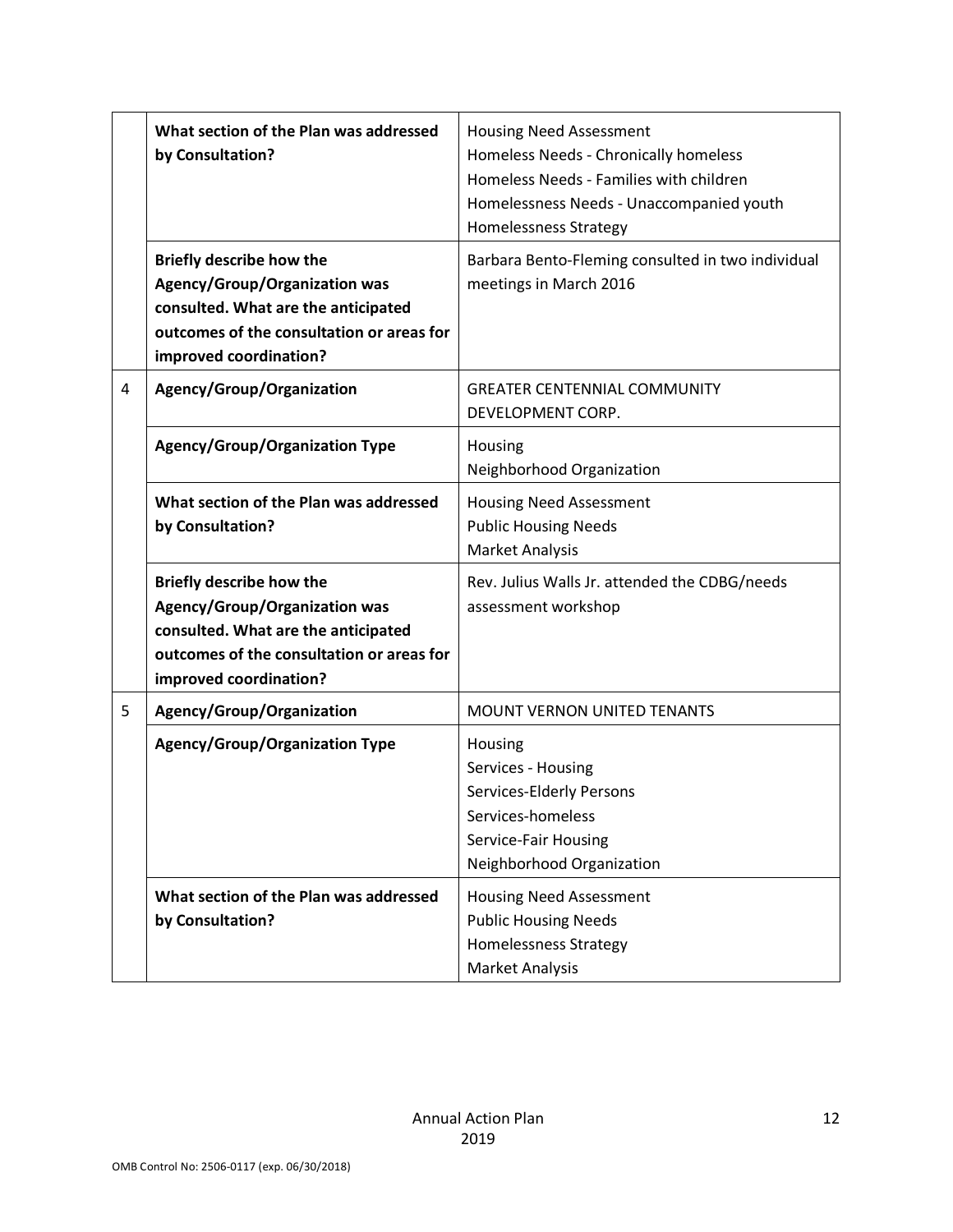| | | |
|---|---|---|
| | **What section of the Plan was addressed by Consultation?** | Housing Need Assessment<br>Homeless Needs - Chronically homeless<br>Homeless Needs - Families with children<br>Homelessness Needs - Unaccompanied youth<br>Homelessness Strategy |
| | **Briefly describe how the Agency/Group/Organization was consulted. What are the anticipated outcomes of the consultation or areas for improved coordination?** | Barbara Bento-Fleming consulted in two individual meetings in March 2016 |
| 4 | **Agency/Group/Organization** | GREATER CENTENNIAL COMMUNITY DEVELOPMENT CORP. |
| | **Agency/Group/Organization Type** | Housing<br>Neighborhood Organization |
| | **What section of the Plan was addressed by Consultation?** | Housing Need Assessment<br>Public Housing Needs<br>Market Analysis |
| | **Briefly describe how the Agency/Group/Organization was consulted. What are the anticipated outcomes of the consultation or areas for improved coordination?** | Rev. Julius Walls Jr. attended the CDBG/needs assessment workshop |
| 5 | **Agency/Group/Organization** | MOUNT VERNON UNITED TENANTS |
| | **Agency/Group/Organization Type** | Housing<br>Services - Housing<br>Services-Elderly Persons<br>Services-homeless<br>Service-Fair Housing<br>Neighborhood Organization |
| | **What section of the Plan was addressed by Consultation?** | Housing Need Assessment<br>Public Housing Needs<br>Homelessness Strategy<br>Market Analysis |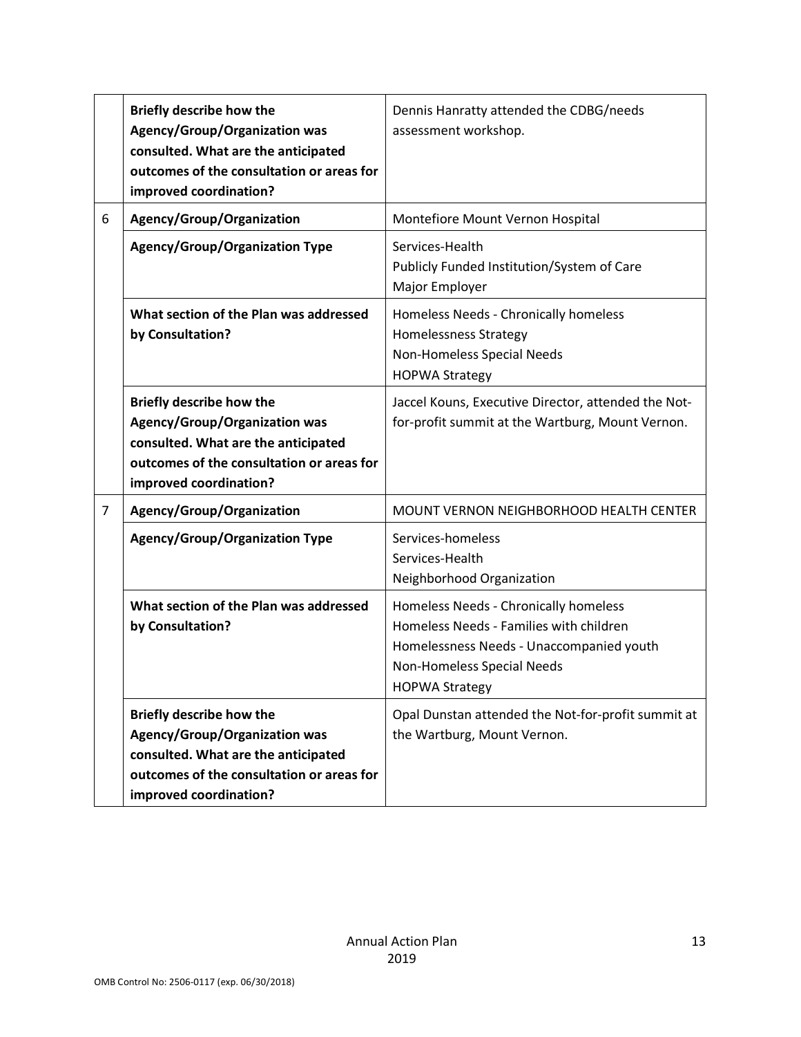| | | |
|---|---|---|
| | **Briefly describe how the Agency/Group/Organization was consulted. What are the anticipated outcomes of the consultation or areas for improved coordination?** | Dennis Hanratty attended the CDBG/needs assessment workshop. |
| 6 | **Agency/Group/Organization** | Montefiore Mount Vernon Hospital |
| | **Agency/Group/Organization Type** | Services-Health<br>Publicly Funded Institution/System of Care<br>Major Employer |
| | **What section of the Plan was addressed by Consultation?** | Homeless Needs - Chronically homeless<br>Homelessness Strategy<br>Non-Homeless Special Needs<br>HOPWA Strategy |
| | **Briefly describe how the Agency/Group/Organization was consulted. What are the anticipated outcomes of the consultation or areas for improved coordination?** | Jaccel Kouns, Executive Director, attended the Not-for-profit summit at the Wartburg, Mount Vernon. |
| 7 | **Agency/Group/Organization** | MOUNT VERNON NEIGHBORHOOD HEALTH CENTER |
| | **Agency/Group/Organization Type** | Services-homeless<br>Services-Health<br>Neighborhood Organization |
| | **What section of the Plan was addressed by Consultation?** | Homeless Needs - Chronically homeless<br>Homeless Needs - Families with children<br>Homelessness Needs - Unaccompanied youth<br>Non-Homeless Special Needs<br>HOPWA Strategy |
| | **Briefly describe how the Agency/Group/Organization was consulted. What are the anticipated outcomes of the consultation or areas for improved coordination?** | Opal Dunstan attended the Not-for-profit summit at the Wartburg, Mount Vernon. |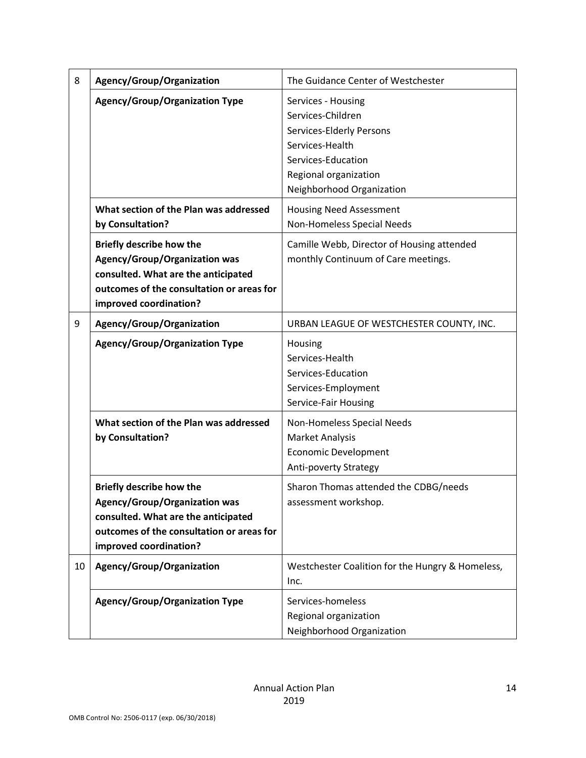| | | |
|---|---|---|
| 8 | **Agency/Group/Organization** | The Guidance Center of Westchester |
| | **Agency/Group/Organization Type** | Services - Housing<br>Services-Children<br>Services-Elderly Persons<br>Services-Health<br>Services-Education<br>Regional organization<br>Neighborhood Organization |
| | **What section of the Plan was addressed by Consultation?** | Housing Need Assessment<br>Non-Homeless Special Needs |
| | **Briefly describe how the Agency/Group/Organization was consulted. What are the anticipated outcomes of the consultation or areas for improved coordination?** | Camille Webb, Director of Housing attended monthly Continuum of Care meetings. |
| 9 | **Agency/Group/Organization** | URBAN LEAGUE OF WESTCHESTER COUNTY, INC. |
| | **Agency/Group/Organization Type** | Housing<br>Services-Health<br>Services-Education<br>Services-Employment<br>Service-Fair Housing |
| | **What section of the Plan was addressed by Consultation?** | Non-Homeless Special Needs<br>Market Analysis<br>Economic Development<br>Anti-poverty Strategy |
| | **Briefly describe how the Agency/Group/Organization was consulted. What are the anticipated outcomes of the consultation or areas for improved coordination?** | Sharon Thomas attended the CDBG/needs assessment workshop. |
| 10 | **Agency/Group/Organization** | Westchester Coalition for the Hungry & Homeless, Inc. |
| | **Agency/Group/Organization Type** | Services-homeless<br>Regional organization<br>Neighborhood Organization |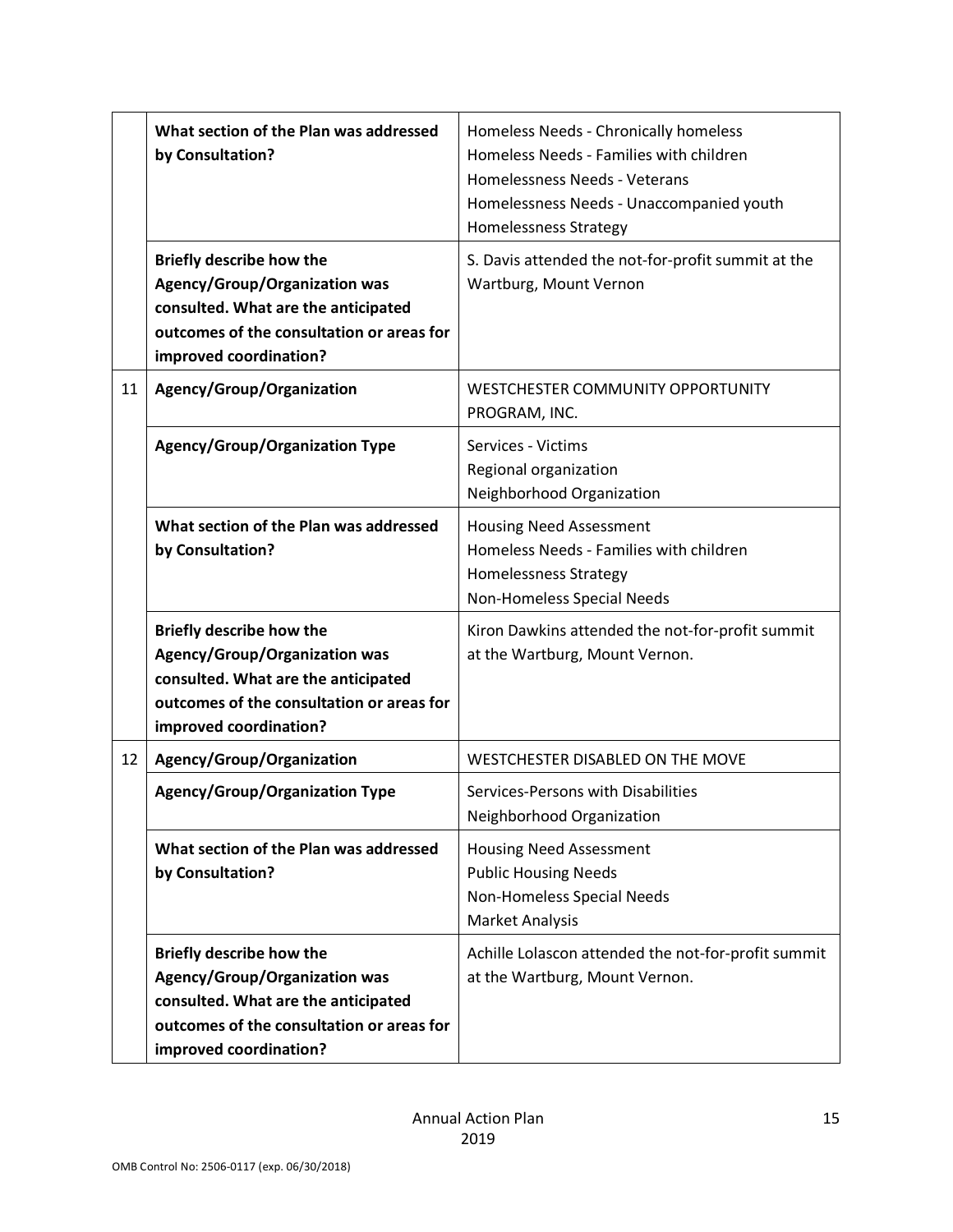| | | |
|---|---|---|
| | **What section of the Plan was addressed by Consultation?** | Homeless Needs - Chronically homeless<br>Homeless Needs - Families with children<br>Homelessness Needs - Veterans<br>Homelessness Needs - Unaccompanied youth<br>Homelessness Strategy |
| | **Briefly describe how the Agency/Group/Organization was consulted. What are the anticipated outcomes of the consultation or areas for improved coordination?** | S. Davis attended the not-for-profit summit at the Wartburg, Mount Vernon |
| 11 | **Agency/Group/Organization** | WESTCHESTER COMMUNITY OPPORTUNITY PROGRAM, INC. |
| | **Agency/Group/Organization Type** | Services - Victims<br>Regional organization<br>Neighborhood Organization |
| | **What section of the Plan was addressed by Consultation?** | Housing Need Assessment<br>Homeless Needs - Families with children<br>Homelessness Strategy<br>Non-Homeless Special Needs |
| | **Briefly describe how the Agency/Group/Organization was consulted. What are the anticipated outcomes of the consultation or areas for improved coordination?** | Kiron Dawkins attended the not-for-profit summit at the Wartburg, Mount Vernon. |
| 12 | **Agency/Group/Organization** | WESTCHESTER DISABLED ON THE MOVE |
| | **Agency/Group/Organization Type** | Services-Persons with Disabilities<br>Neighborhood Organization |
| | **What section of the Plan was addressed by Consultation?** | Housing Need Assessment<br>Public Housing Needs<br>Non-Homeless Special Needs<br>Market Analysis |
| | **Briefly describe how the Agency/Group/Organization was consulted. What are the anticipated outcomes of the consultation or areas for improved coordination?** | Achille Lolascon attended the not-for-profit summit at the Wartburg, Mount Vernon. |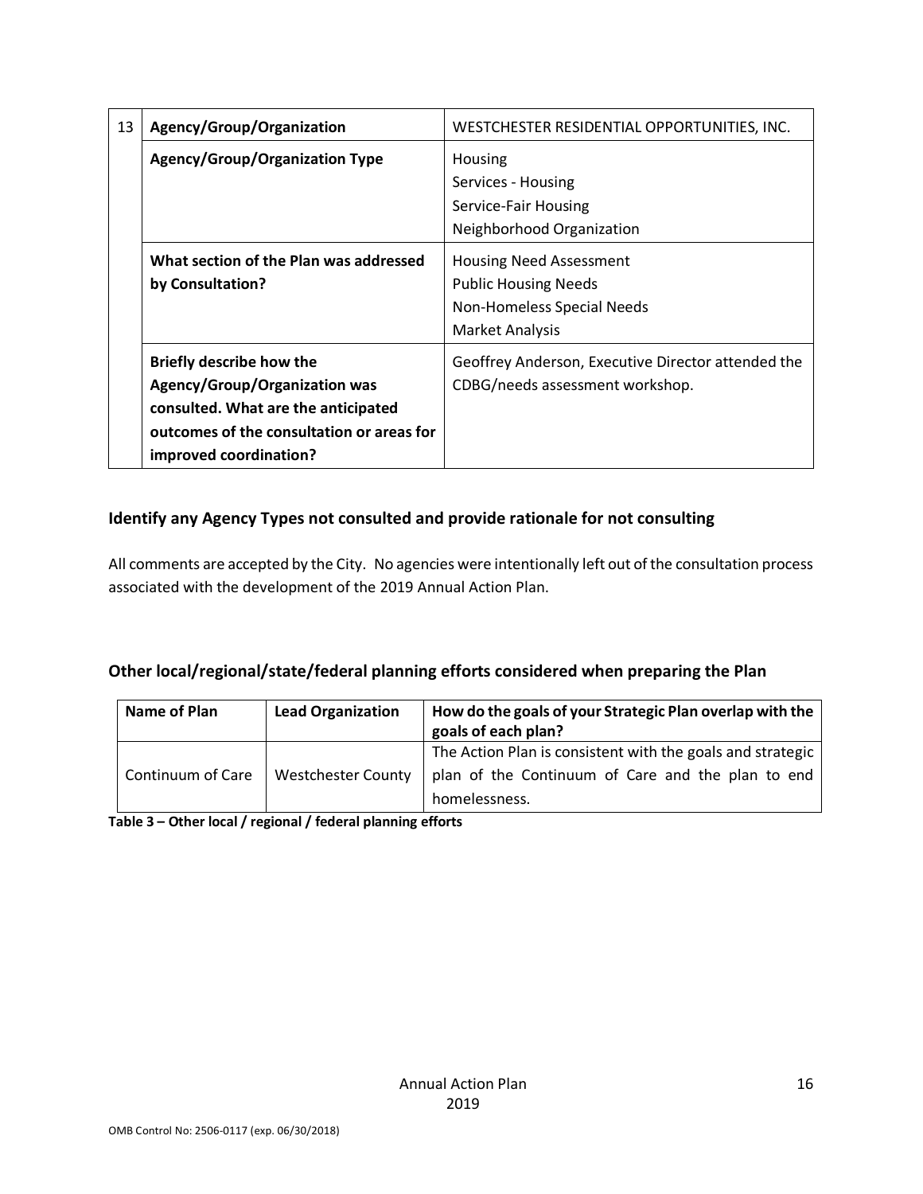| 13 | Agency/Group/Organization | WESTCHESTER RESIDENTIAL OPPORTUNITIES, INC. |
|---|---|---|
| | **Agency/Group/Organization Type** | Housing<br>Services - Housing<br>Service-Fair Housing<br>Neighborhood Organization |
| | **What section of the Plan was addressed by Consultation?** | Housing Need Assessment<br>Public Housing Needs<br>Non-Homeless Special Needs<br>Market Analysis |
| | **Briefly describe how the Agency/Group/Organization was consulted. What are the anticipated outcomes of the consultation or areas for improved coordination?** | Geoffrey Anderson, Executive Director attended the CDBG/needs assessment workshop. |

### Identify any Agency Types not consulted and provide rationale for not consulting

All comments are accepted by the City. No agencies were intentionally left out of the consultation process associated with the development of the 2019 Annual Action Plan.

### Other local/regional/state/federal planning efforts considered when preparing the Plan

| Name of Plan | Lead Organization | How do the goals of your Strategic Plan overlap with the goals of each plan? |
|---|---|---|
| Continuum of Care | Westchester County | The Action Plan is consistent with the goals and strategic plan of the Continuum of Care and the plan to end homelessness. |

**Table 3 – Other local / regional / federal planning efforts**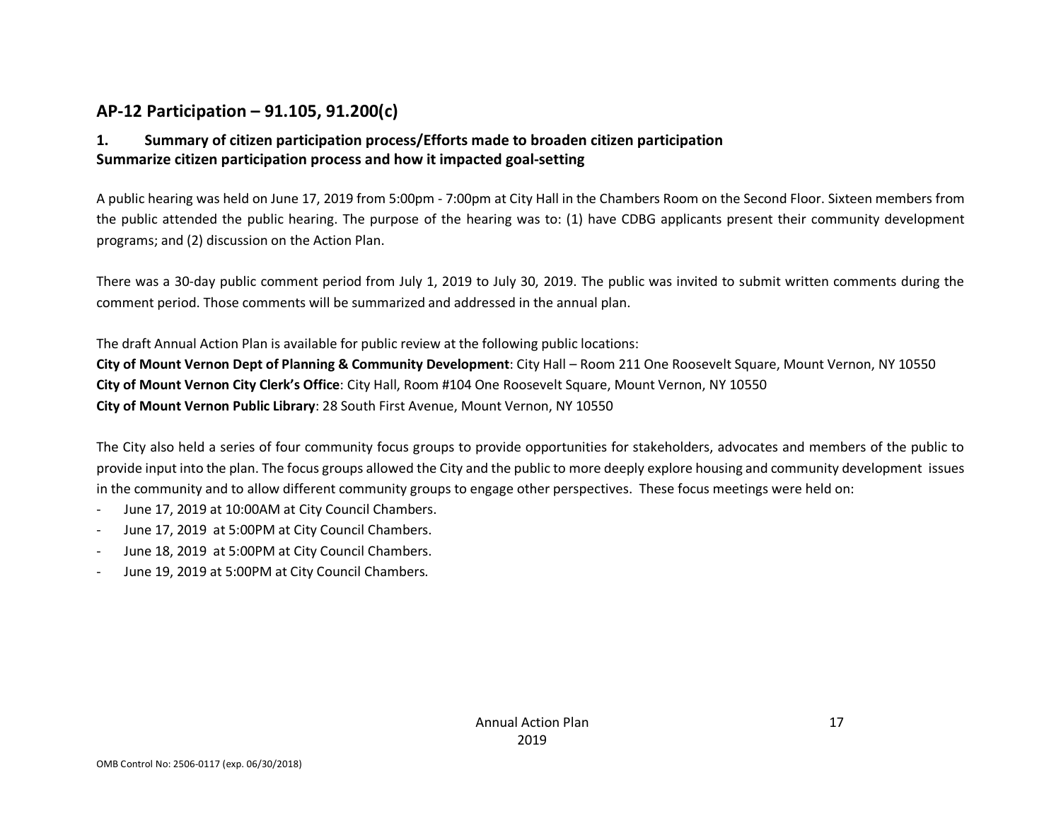## AP-12 Participation – 91.105, 91.200(c)

### 1. Summary of citizen participation process/Efforts made to broaden citizen participation
### Summarize citizen participation process and how it impacted goal-setting

A public hearing was held on June 17, 2019 from 5:00pm - 7:00pm at City Hall in the Chambers Room on the Second Floor. Sixteen members from the public attended the public hearing. The purpose of the hearing was to: (1) have CDBG applicants present their community development programs; and (2) discussion on the Action Plan.

There was a 30-day public comment period from July 1, 2019 to July 30, 2019. The public was invited to submit written comments during the comment period. Those comments will be summarized and addressed in the annual plan.

The draft Annual Action Plan is available for public review at the following public locations:
**City of Mount Vernon Dept of Planning & Community Development**: City Hall – Room 211 One Roosevelt Square, Mount Vernon, NY 10550
**City of Mount Vernon City Clerk's Office**: City Hall, Room #104 One Roosevelt Square, Mount Vernon, NY 10550
**City of Mount Vernon Public Library**: 28 South First Avenue, Mount Vernon, NY 10550

The City also held a series of four community focus groups to provide opportunities for stakeholders, advocates and members of the public to provide input into the plan. The focus groups allowed the City and the public to more deeply explore housing and community development issues in the community and to allow different community groups to engage other perspectives. These focus meetings were held on:

- June 17, 2019 at 10:00AM at City Council Chambers.
- June 17, 2019 at 5:00PM at City Council Chambers.
- June 18, 2019 at 5:00PM at City Council Chambers.
- June 19, 2019 at 5:00PM at City Council Chambers.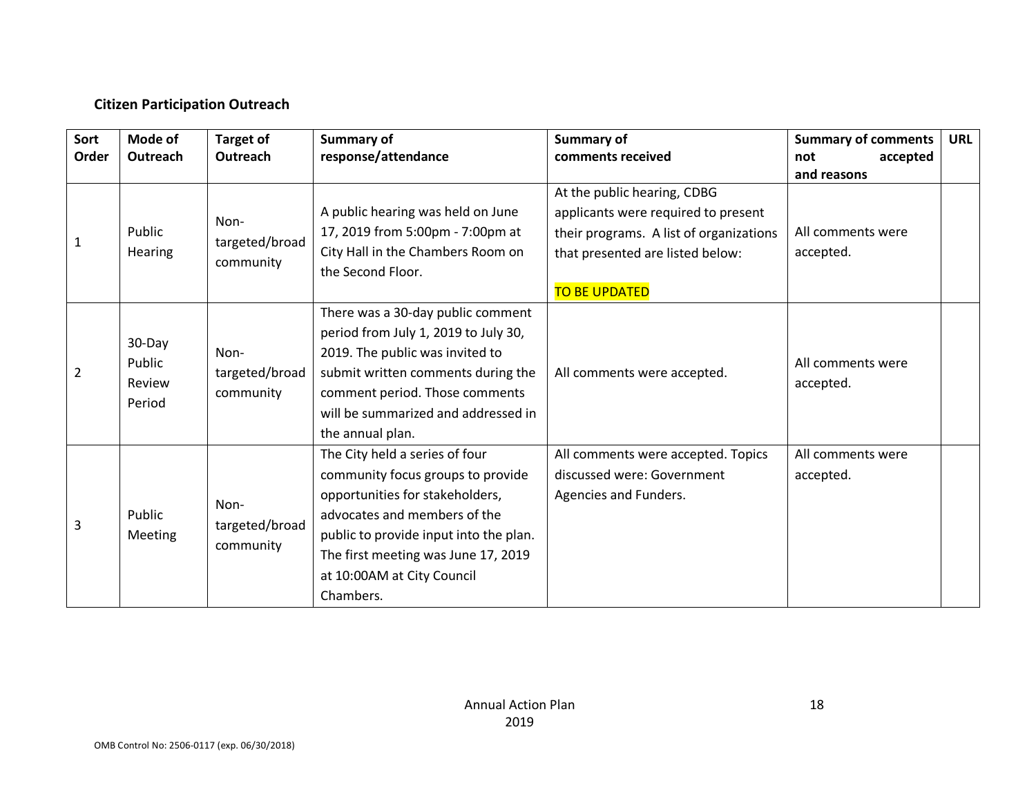## Citizen Participation Outreach

| Sort Order | Mode of Outreach | Target of Outreach | Summary of response/attendance | Summary of comments received | Summary of comments not accepted and reasons | URL |
|---|---|---|---|---|---|---|
| 1 | Public Hearing | Non-targeted/broad community | A public hearing was held on June 17, 2019 from 5:00pm - 7:00pm at City Hall in the Chambers Room on the Second Floor. | At the public hearing, CDBG applicants were required to present their programs. A list of organizations that presented are listed below: TO BE UPDATED | All comments were accepted. | |
| 2 | 30-Day Public Review Period | Non-targeted/broad community | There was a 30-day public comment period from July 1, 2019 to July 30, 2019. The public was invited to submit written comments during the comment period. Those comments will be summarized and addressed in the annual plan. | All comments were accepted. | All comments were accepted. | |
| 3 | Public Meeting | Non-targeted/broad community | The City held a series of four community focus groups to provide opportunities for stakeholders, advocates and members of the public to provide input into the plan. The first meeting was June 17, 2019 at 10:00AM at City Council Chambers. | All comments were accepted. Topics discussed were: Government Agencies and Funders. | All comments were accepted. | |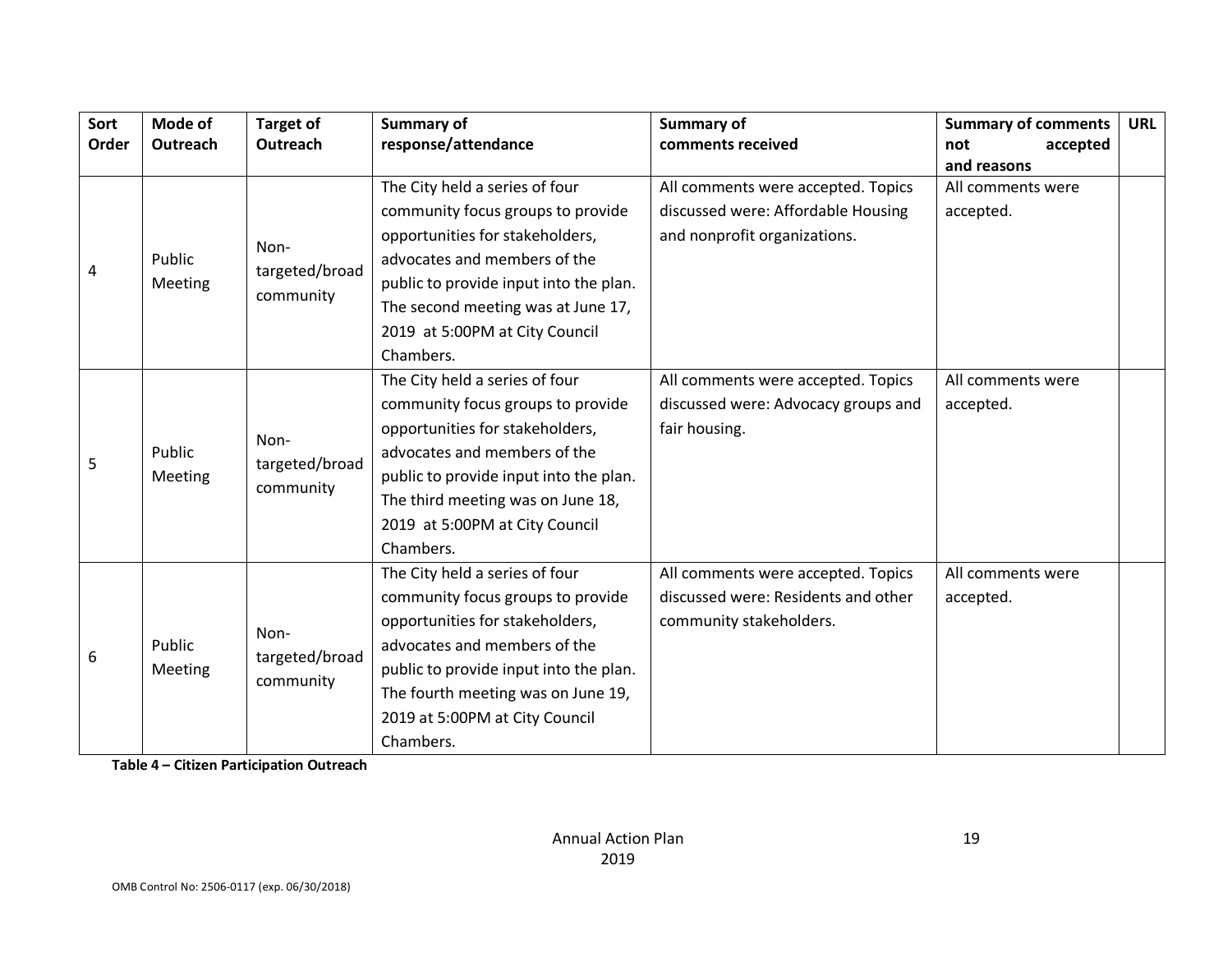| Sort Order | Mode of Outreach | Target of Outreach | Summary of response/attendance | Summary of comments received | Summary of comments not accepted and reasons | URL |
|---|---|---|---|---|---|---|
| 4 | Public Meeting | Non-targeted/broad community | The City held a series of four community focus groups to provide opportunities for stakeholders, advocates and members of the public to provide input into the plan. The second meeting was at June 17, 2019 at 5:00PM at City Council Chambers. | All comments were accepted. Topics discussed were: Affordable Housing and nonprofit organizations. | All comments were accepted. | |
| 5 | Public Meeting | Non-targeted/broad community | The City held a series of four community focus groups to provide opportunities for stakeholders, advocates and members of the public to provide input into the plan. The third meeting was on June 18, 2019 at 5:00PM at City Council Chambers. | All comments were accepted. Topics discussed were: Advocacy groups and fair housing. | All comments were accepted. | |
| 6 | Public Meeting | Non-targeted/broad community | The City held a series of four community focus groups to provide opportunities for stakeholders, advocates and members of the public to provide input into the plan. The fourth meeting was on June 19, 2019 at 5:00PM at City Council Chambers. | All comments were accepted. Topics discussed were: Residents and other community stakeholders. | All comments were accepted. | |

**Table 4 – Citizen Participation Outreach**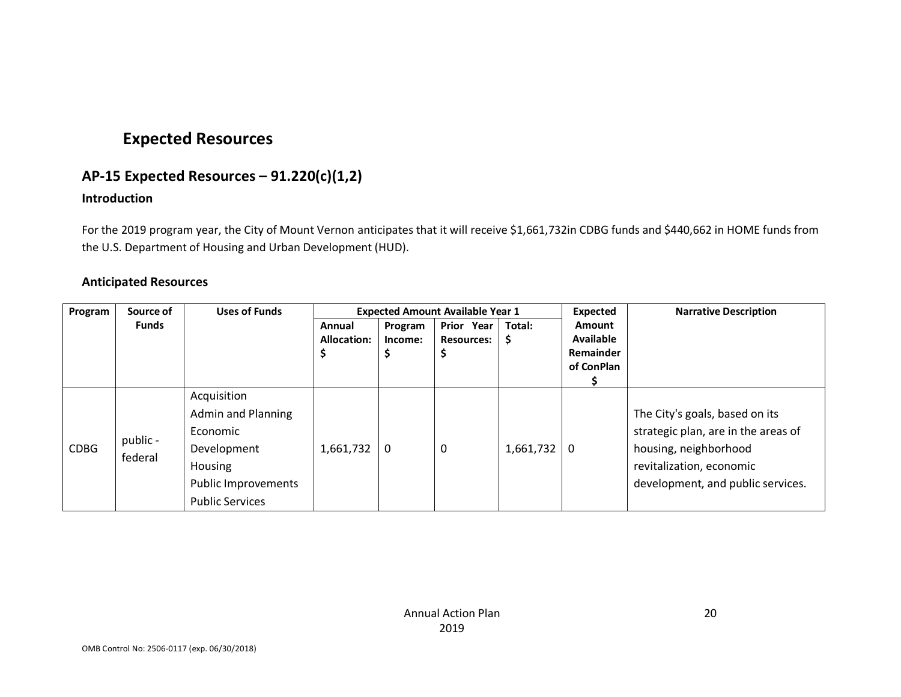# Expected Resources

## AP-15 Expected Resources – 91.220(c)(1,2)

### Introduction

For the 2019 program year, the City of Mount Vernon anticipates that it will receive $1,661,732in CDBG funds and $440,662 in HOME funds from the U.S. Department of Housing and Urban Development (HUD).

### Anticipated Resources

| Program | Source of Funds | Uses of Funds | Expected Amount Available Year 1 | | | | Expected Amount Available Remainder of ConPlan $ | Narrative Description |
|---|---|---|---|---|---|---|---|---|
| | | | Annual Allocation: $ | Program Income: $ | Prior Year Resources: $ | Total: $ | | |
| CDBG | public - federal | Acquisition<br>Admin and Planning<br>Economic Development<br>Housing<br>Public Improvements<br>Public Services | 1,661,732 | 0 | 0 | 1,661,732 | 0 | The City's goals, based on its strategic plan, are in the areas of housing, neighborhood revitalization, economic development, and public services. |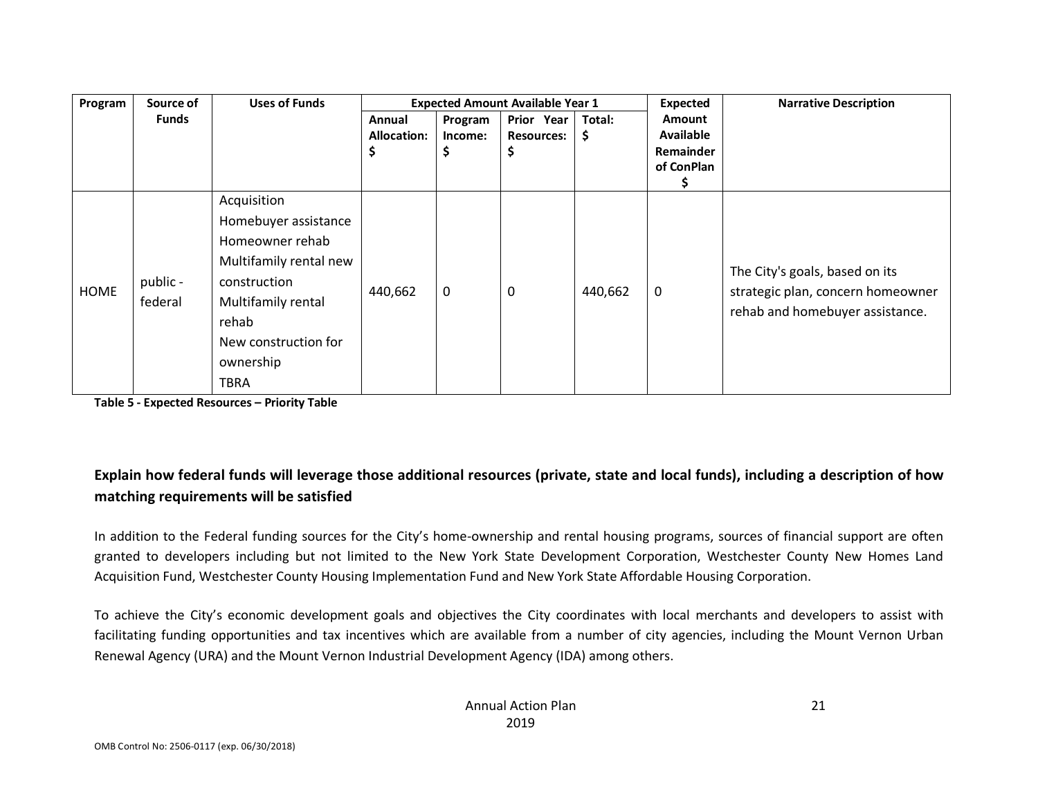| Program | Source of Funds | Uses of Funds | Expected Amount Available Year 1 | | | | Expected Amount Available Remainder of ConPlan $ | Narrative Description |
|---|---|---|---|---|---|---|---|---|
| | | | Annual Allocation: $ | Program Income: $ | Prior Year Resources: $ | Total: $ | | |
| HOME | public - federal | Acquisition<br>Homebuyer assistance<br>Homeowner rehab<br>Multifamily rental new construction<br>Multifamily rental rehab<br>New construction for ownership<br>TBRA | 440,662 | 0 | 0 | 440,662 | 0 | The City's goals, based on its strategic plan, concern homeowner rehab and homebuyer assistance. |

**Table 5 - Expected Resources – Priority Table**

**Explain how federal funds will leverage those additional resources (private, state and local funds), including a description of how matching requirements will be satisfied**

In addition to the Federal funding sources for the City's home-ownership and rental housing programs, sources of financial support are often granted to developers including but not limited to the New York State Development Corporation, Westchester County New Homes Land Acquisition Fund, Westchester County Housing Implementation Fund and New York State Affordable Housing Corporation.

To achieve the City's economic development goals and objectives the City coordinates with local merchants and developers to assist with facilitating funding opportunities and tax incentives which are available from a number of city agencies, including the Mount Vernon Urban Renewal Agency (URA) and the Mount Vernon Industrial Development Agency (IDA) among others.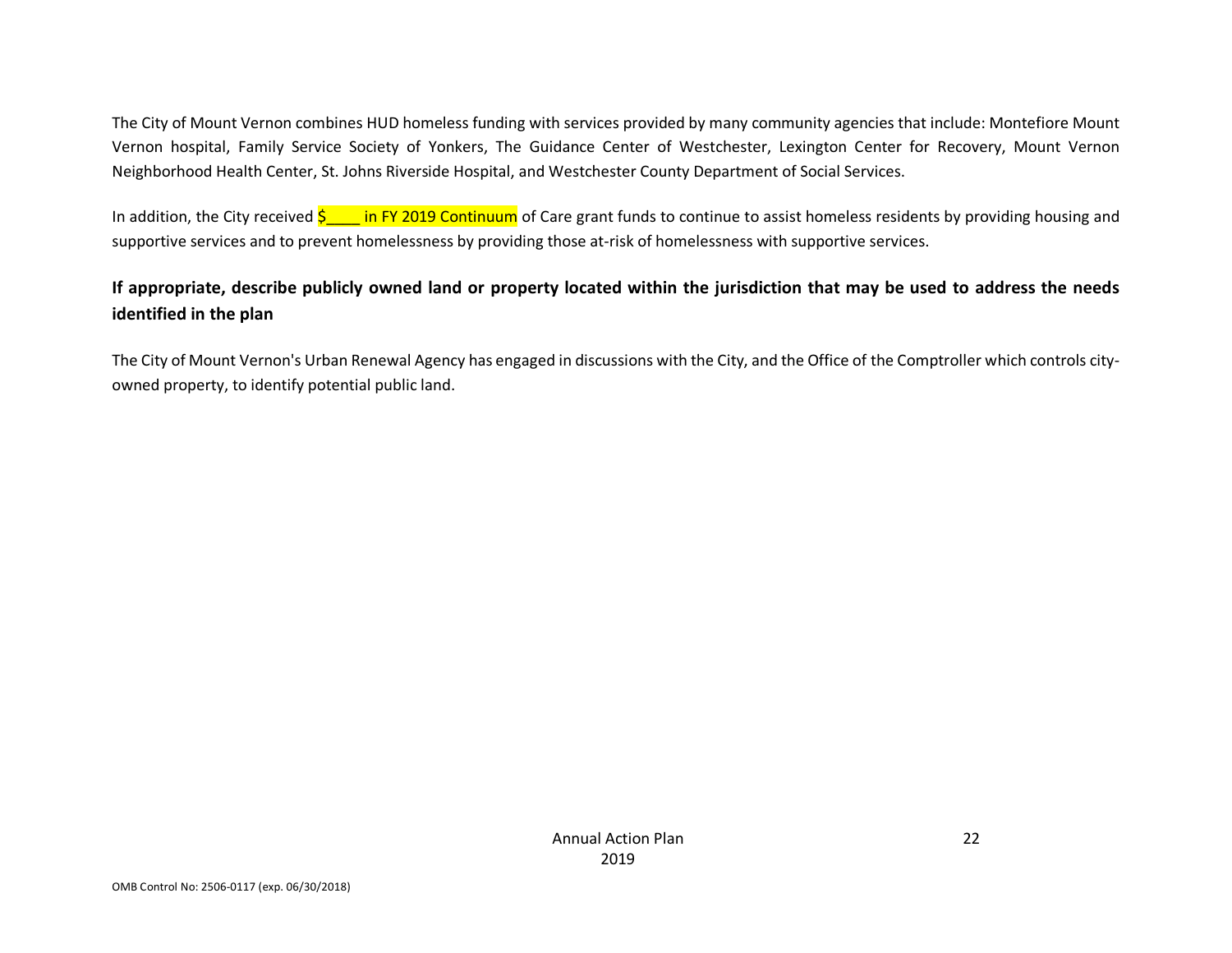The City of Mount Vernon combines HUD homeless funding with services provided by many community agencies that include: Montefiore Mount Vernon hospital, Family Service Society of Yonkers, The Guidance Center of Westchester, Lexington Center for Recovery, Mount Vernon Neighborhood Health Center, St. Johns Riverside Hospital, and Westchester County Department of Social Services.

In addition, the City received $____ in FY 2019 Continuum of Care grant funds to continue to assist homeless residents by providing housing and supportive services and to prevent homelessness by providing those at-risk of homelessness with supportive services.

**If appropriate, describe publicly owned land or property located within the jurisdiction that may be used to address the needs identified in the plan**

The City of Mount Vernon's Urban Renewal Agency has engaged in discussions with the City, and the Office of the Comptroller which controls city-owned property, to identify potential public land.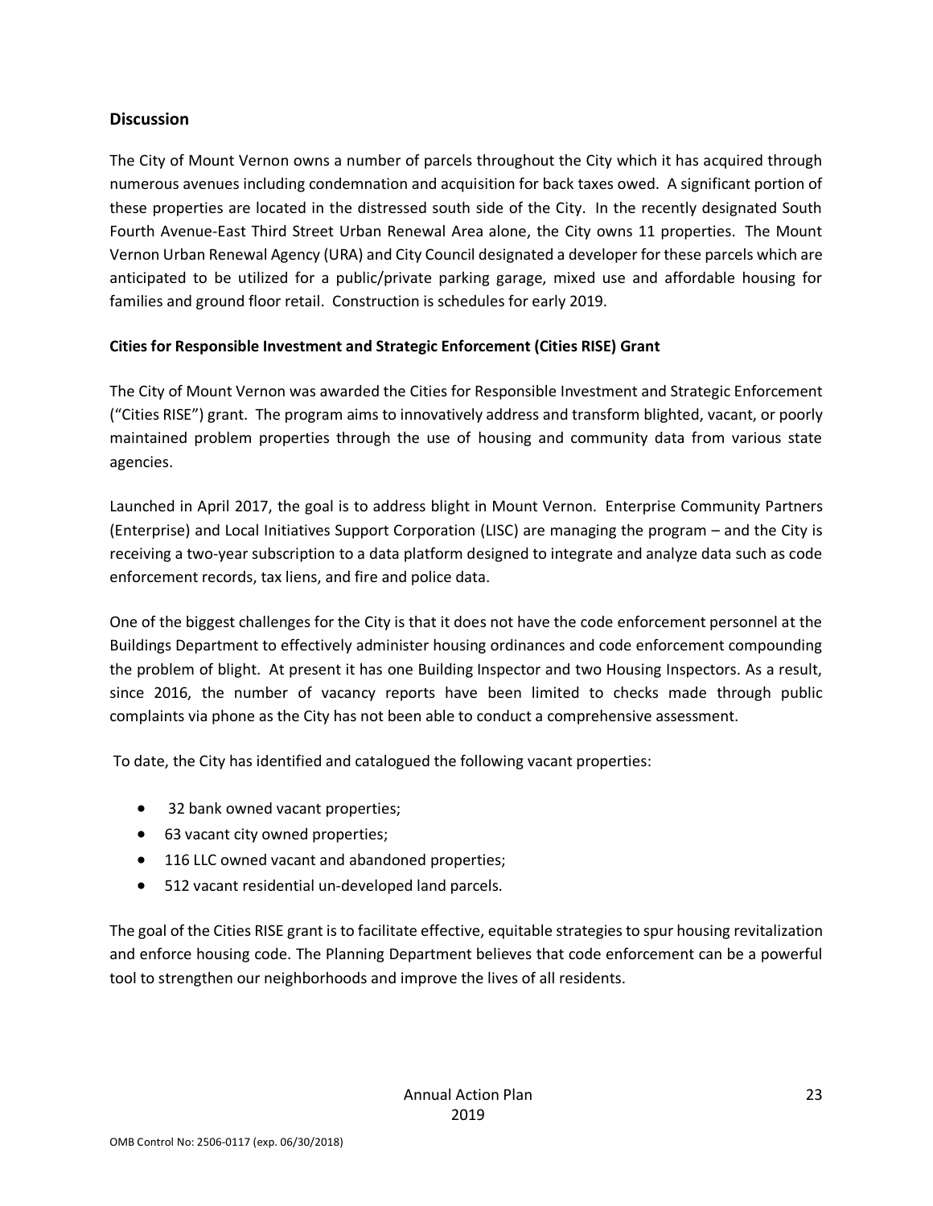## Discussion

The City of Mount Vernon owns a number of parcels throughout the City which it has acquired through numerous avenues including condemnation and acquisition for back taxes owed. A significant portion of these properties are located in the distressed south side of the City. In the recently designated South Fourth Avenue-East Third Street Urban Renewal Area alone, the City owns 11 properties. The Mount Vernon Urban Renewal Agency (URA) and City Council designated a developer for these parcels which are anticipated to be utilized for a public/private parking garage, mixed use and affordable housing for families and ground floor retail. Construction is schedules for early 2019.

**Cities for Responsible Investment and Strategic Enforcement (Cities RISE) Grant**

The City of Mount Vernon was awarded the Cities for Responsible Investment and Strategic Enforcement ("Cities RISE") grant. The program aims to innovatively address and transform blighted, vacant, or poorly maintained problem properties through the use of housing and community data from various state agencies.

Launched in April 2017, the goal is to address blight in Mount Vernon. Enterprise Community Partners (Enterprise) and Local Initiatives Support Corporation (LISC) are managing the program – and the City is receiving a two-year subscription to a data platform designed to integrate and analyze data such as code enforcement records, tax liens, and fire and police data.

One of the biggest challenges for the City is that it does not have the code enforcement personnel at the Buildings Department to effectively administer housing ordinances and code enforcement compounding the problem of blight. At present it has one Building Inspector and two Housing Inspectors. As a result, since 2016, the number of vacancy reports have been limited to checks made through public complaints via phone as the City has not been able to conduct a comprehensive assessment.

To date, the City has identified and catalogued the following vacant properties:

- 32 bank owned vacant properties;
- 63 vacant city owned properties;
- 116 LLC owned vacant and abandoned properties;
- 512 vacant residential un-developed land parcels.

The goal of the Cities RISE grant is to facilitate effective, equitable strategies to spur housing revitalization and enforce housing code. The Planning Department believes that code enforcement can be a powerful tool to strengthen our neighborhoods and improve the lives of all residents.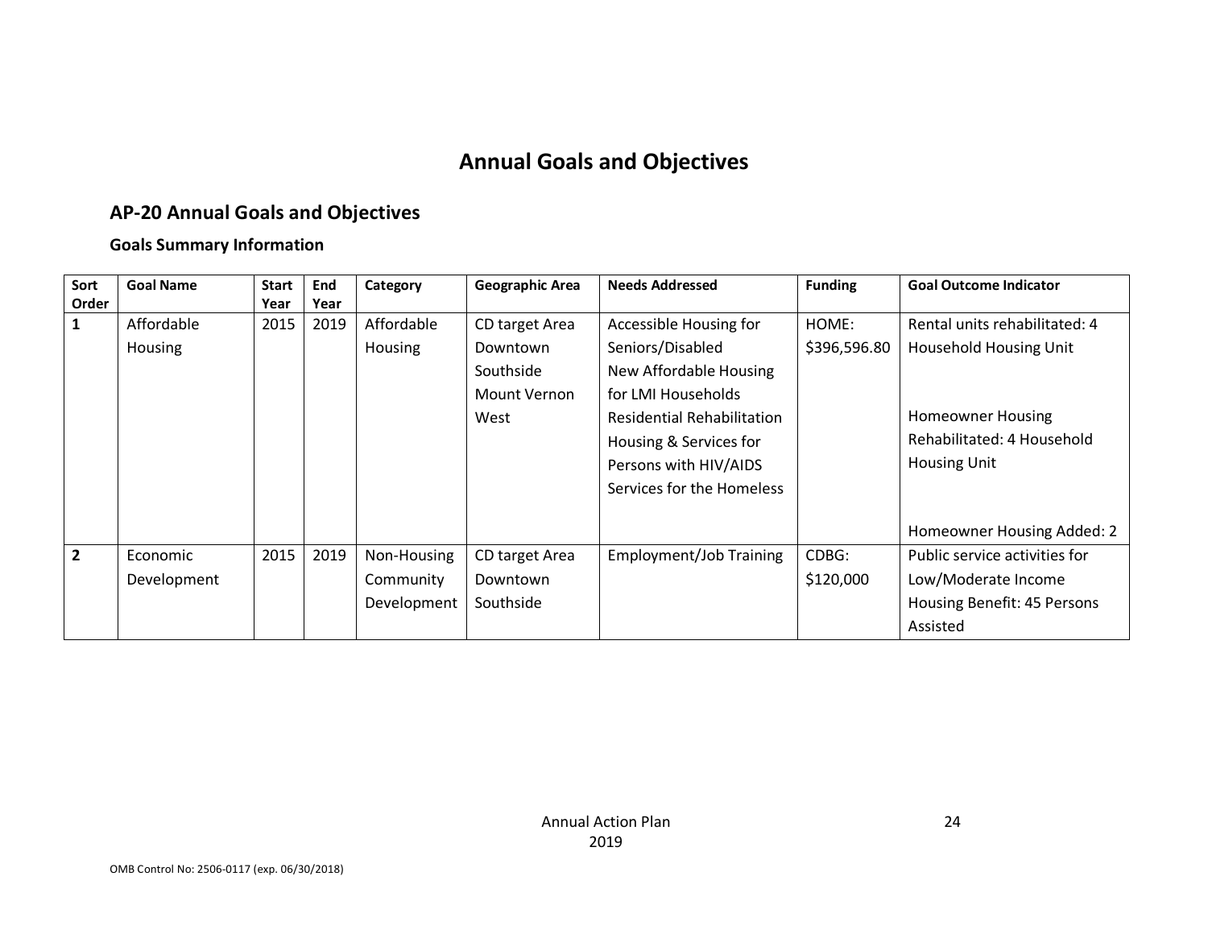# Annual Goals and Objectives

## AP-20 Annual Goals and Objectives

### Goals Summary Information

| Sort Order | Goal Name | Start Year | End Year | Category | Geographic Area | Needs Addressed | Funding | Goal Outcome Indicator |
|---|---|---|---|---|---|---|---|---|
| 1 | Affordable Housing | 2015 | 2019 | Affordable Housing | CD target Area Downtown Southside Mount Vernon West | Accessible Housing for Seniors/Disabled New Affordable Housing for LMI Households Residential Rehabilitation Housing & Services for Persons with HIV/AIDS Services for the Homeless | HOME: $396,596.80 | Rental units rehabilitated: 4 Household Housing Unit<br><br>Homeowner Housing Rehabilitated: 4 Household Housing Unit<br><br>Homeowner Housing Added: 2 |
| 2 | Economic Development | 2015 | 2019 | Non-Housing Community Development | CD target Area Downtown Southside | Employment/Job Training | CDBG: $120,000 | Public service activities for Low/Moderate Income Housing Benefit: 45 Persons Assisted |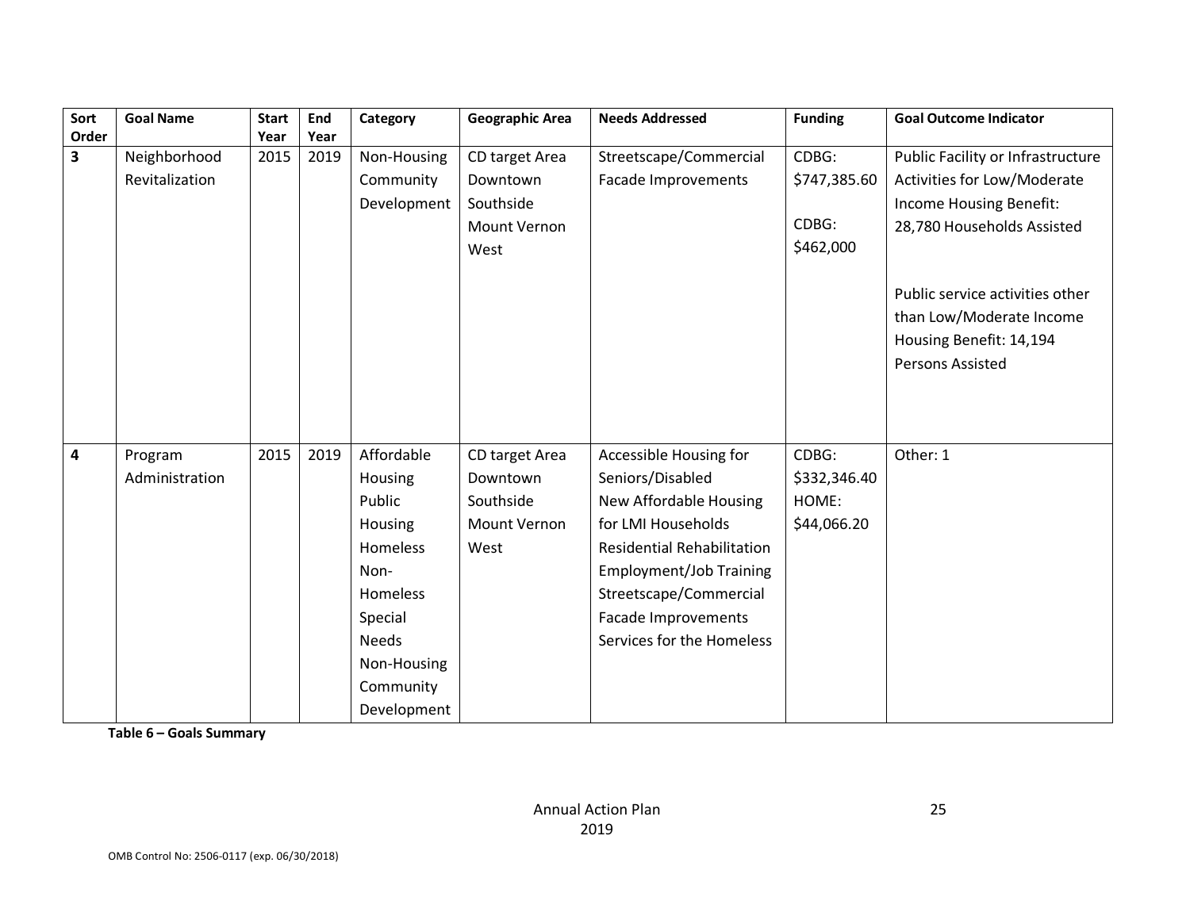| Sort Order | Goal Name | Start Year | End Year | Category | Geographic Area | Needs Addressed | Funding | Goal Outcome Indicator |
|---|---|---|---|---|---|---|---|---|
| 3 | Neighborhood Revitalization | 2015 | 2019 | Non-Housing Community Development | CD target Area Downtown Southside Mount Vernon West | Streetscape/Commercial Facade Improvements | CDBG: $747,385.60<br><br>CDBG: $462,000 | Public Facility or Infrastructure Activities for Low/Moderate Income Housing Benefit: 28,780 Households Assisted<br><br>Public service activities other than Low/Moderate Income Housing Benefit: 14,194 Persons Assisted |
| 4 | Program Administration | 2015 | 2019 | Affordable Housing<br>Public Housing<br>Homeless<br>Non-Homeless Special Needs<br>Non-Housing Community Development | CD target Area Downtown Southside Mount Vernon West | Accessible Housing for Seniors/Disabled<br>New Affordable Housing for LMI Households<br>Residential Rehabilitation<br>Employment/Job Training<br>Streetscape/Commercial Facade Improvements<br>Services for the Homeless | CDBG: $332,346.40<br>HOME: $44,066.20 | Other: 1 |

**Table 6 – Goals Summary**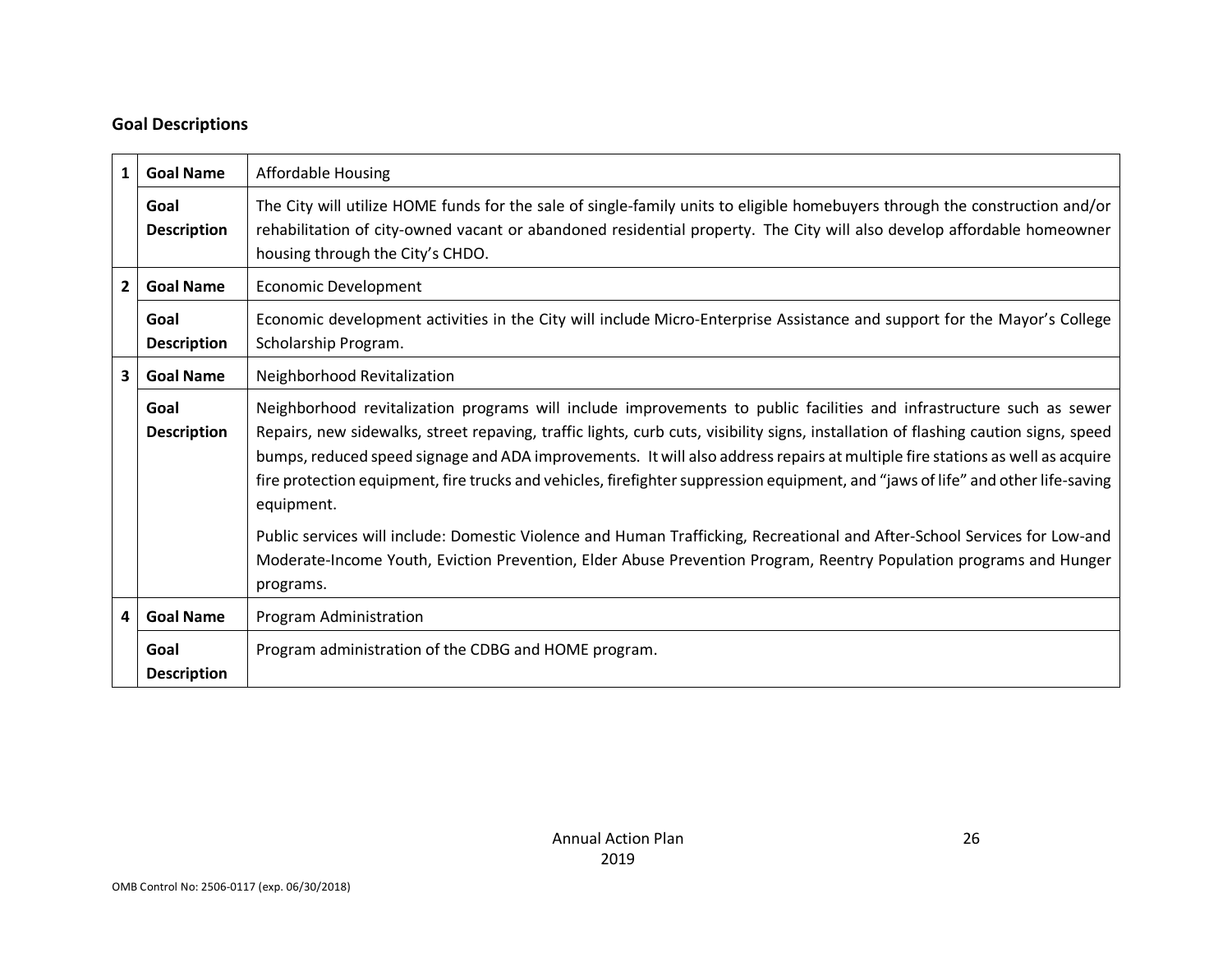## Goal Descriptions

| | | |
|---|---|---|
| 1 | **Goal Name** | Affordable Housing |
| | **Goal Description** | The City will utilize HOME funds for the sale of single-family units to eligible homebuyers through the construction and/or rehabilitation of city-owned vacant or abandoned residential property. The City will also develop affordable homeowner housing through the City's CHDO. |
| 2 | **Goal Name** | Economic Development |
| | **Goal Description** | Economic development activities in the City will include Micro-Enterprise Assistance and support for the Mayor's College Scholarship Program. |
| 3 | **Goal Name** | Neighborhood Revitalization |
| | **Goal Description** | Neighborhood revitalization programs will include improvements to public facilities and infrastructure such as sewer Repairs, new sidewalks, street repaving, traffic lights, curb cuts, visibility signs, installation of flashing caution signs, speed bumps, reduced speed signage and ADA improvements. It will also address repairs at multiple fire stations as well as acquire fire protection equipment, fire trucks and vehicles, firefighter suppression equipment, and "jaws of life" and other life-saving equipment.<br><br>Public services will include: Domestic Violence and Human Trafficking, Recreational and After-School Services for Low-and Moderate-Income Youth, Eviction Prevention, Elder Abuse Prevention Program, Reentry Population programs and Hunger programs. |
| 4 | **Goal Name** | Program Administration |
| | **Goal Description** | Program administration of the CDBG and HOME program. |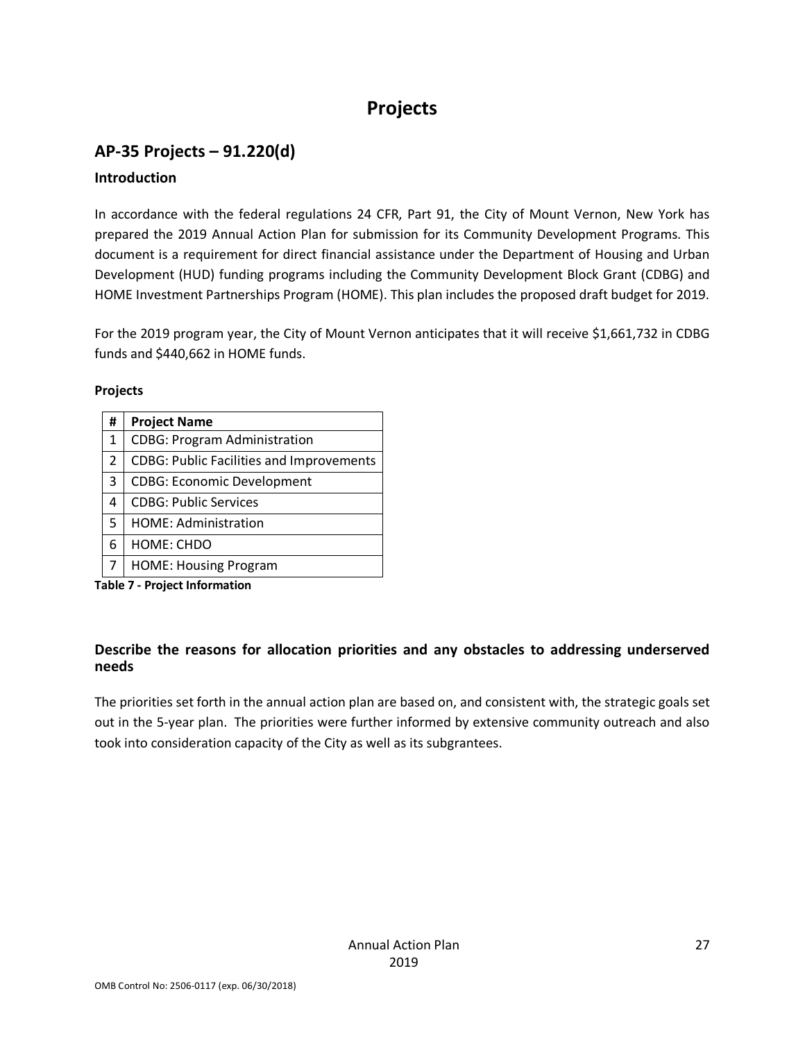# Projects

## AP-35 Projects – 91.220(d)

### Introduction

In accordance with the federal regulations 24 CFR, Part 91, the City of Mount Vernon, New York has prepared the 2019 Annual Action Plan for submission for its Community Development Programs. This document is a requirement for direct financial assistance under the Department of Housing and Urban Development (HUD) funding programs including the Community Development Block Grant (CDBG) and HOME Investment Partnerships Program (HOME). This plan includes the proposed draft budget for 2019.

For the 2019 program year, the City of Mount Vernon anticipates that it will receive $1,661,732 in CDBG funds and $440,662 in HOME funds.

**Projects**

| # | Project Name |
|---|---|
| 1 | CDBG: Program Administration |
| 2 | CDBG: Public Facilities and Improvements |
| 3 | CDBG: Economic Development |
| 4 | CDBG: Public Services |
| 5 | HOME: Administration |
| 6 | HOME: CHDO |
| 7 | HOME: Housing Program |

**Table 7 - Project Information**

### Describe the reasons for allocation priorities and any obstacles to addressing underserved needs

The priorities set forth in the annual action plan are based on, and consistent with, the strategic goals set out in the 5-year plan. The priorities were further informed by extensive community outreach and also took into consideration capacity of the City as well as its subgrantees.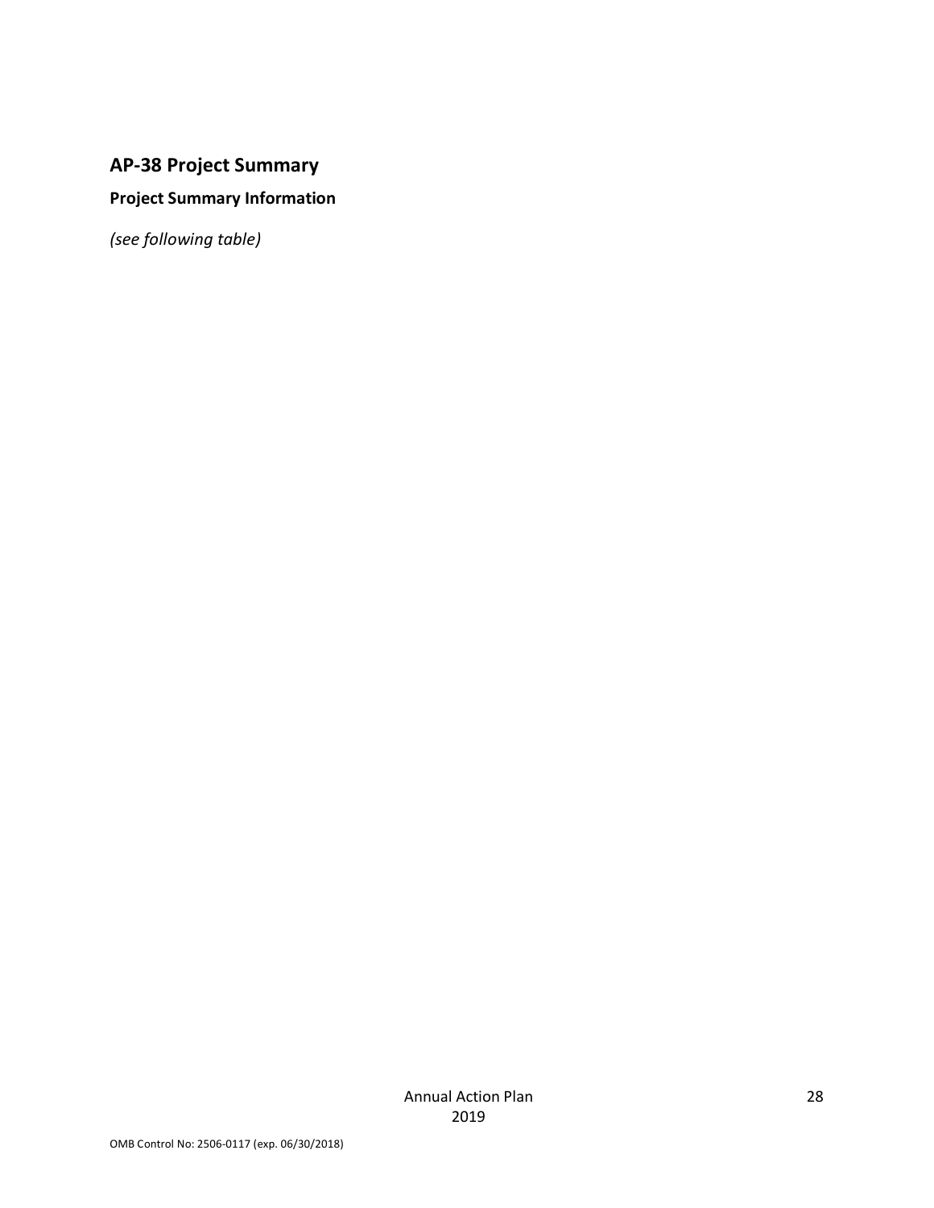## AP-38 Project Summary

### Project Summary Information

*(see following table)*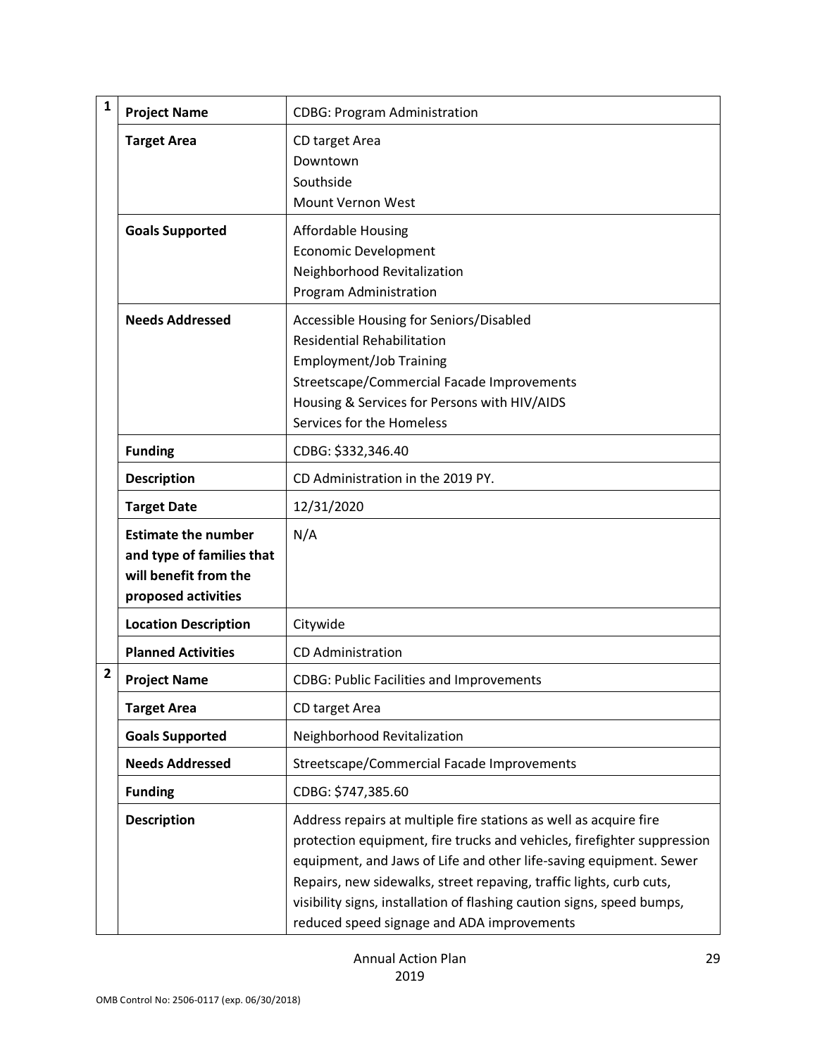| | | |
|---|---|---|
| 1 | **Project Name** | CDBG: Program Administration |
| | **Target Area** | CD target Area<br>Downtown<br>Southside<br>Mount Vernon West |
| | **Goals Supported** | Affordable Housing<br>Economic Development<br>Neighborhood Revitalization<br>Program Administration |
| | **Needs Addressed** | Accessible Housing for Seniors/Disabled<br>Residential Rehabilitation<br>Employment/Job Training<br>Streetscape/Commercial Facade Improvements<br>Housing & Services for Persons with HIV/AIDS<br>Services for the Homeless |
| | **Funding** | CDBG: $332,346.40 |
| | **Description** | CD Administration in the 2019 PY. |
| | **Target Date** | 12/31/2020 |
| | **Estimate the number and type of families that will benefit from the proposed activities** | N/A |
| | **Location Description** | Citywide |
| | **Planned Activities** | CD Administration |
| 2 | **Project Name** | CDBG: Public Facilities and Improvements |
| | **Target Area** | CD target Area |
| | **Goals Supported** | Neighborhood Revitalization |
| | **Needs Addressed** | Streetscape/Commercial Facade Improvements |
| | **Funding** | CDBG: $747,385.60 |
| | **Description** | Address repairs at multiple fire stations as well as acquire fire protection equipment, fire trucks and vehicles, firefighter suppression equipment, and Jaws of Life and other life-saving equipment. Sewer Repairs, new sidewalks, street repaving, traffic lights, curb cuts, visibility signs, installation of flashing caution signs, speed bumps, reduced speed signage and ADA improvements |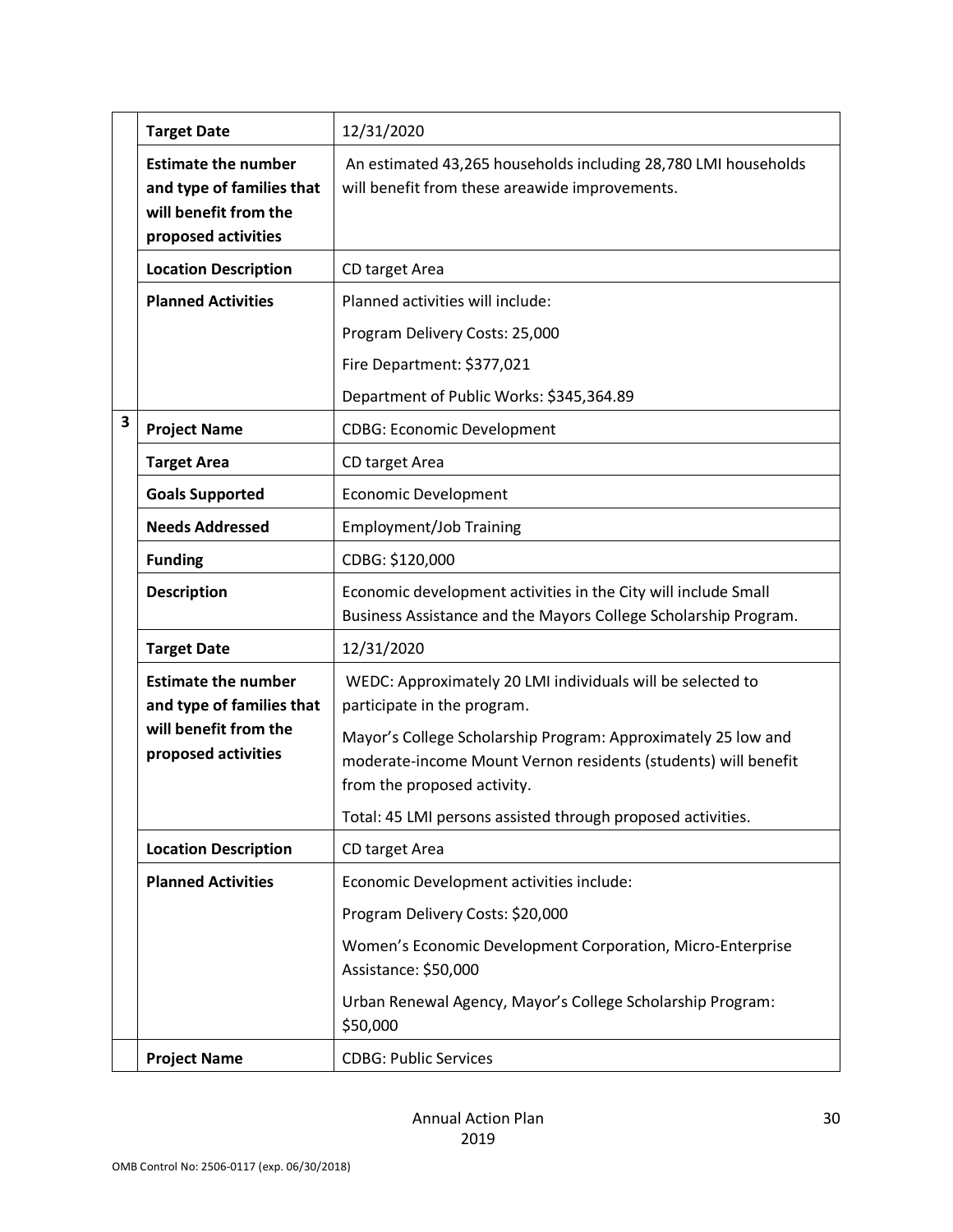| | | |
|---|---|---|
| | **Target Date** | 12/31/2020 |
| | **Estimate the number and type of families that will benefit from the proposed activities** | An estimated 43,265 households including 28,780 LMI households will benefit from these areawide improvements. |
| | **Location Description** | CD target Area |
| | **Planned Activities** | Planned activities will include:<br>Program Delivery Costs: 25,000<br>Fire Department: $377,021<br>Department of Public Works: $345,364.89 |
| **3** | **Project Name** | CDBG: Economic Development |
| | **Target Area** | CD target Area |
| | **Goals Supported** | Economic Development |
| | **Needs Addressed** | Employment/Job Training |
| | **Funding** | CDBG: $120,000 |
| | **Description** | Economic development activities in the City will include Small Business Assistance and the Mayors College Scholarship Program. |
| | **Target Date** | 12/31/2020 |
| | **Estimate the number and type of families that will benefit from the proposed activities** | WEDC: Approximately 20 LMI individuals will be selected to participate in the program.<br>Mayor's College Scholarship Program: Approximately 25 low and moderate-income Mount Vernon residents (students) will benefit from the proposed activity.<br>Total: 45 LMI persons assisted through proposed activities. |
| | **Location Description** | CD target Area |
| | **Planned Activities** | Economic Development activities include:<br>Program Delivery Costs: $20,000<br>Women's Economic Development Corporation, Micro-Enterprise Assistance: $50,000<br>Urban Renewal Agency, Mayor's College Scholarship Program: $50,000 |
| | **Project Name** | CDBG: Public Services |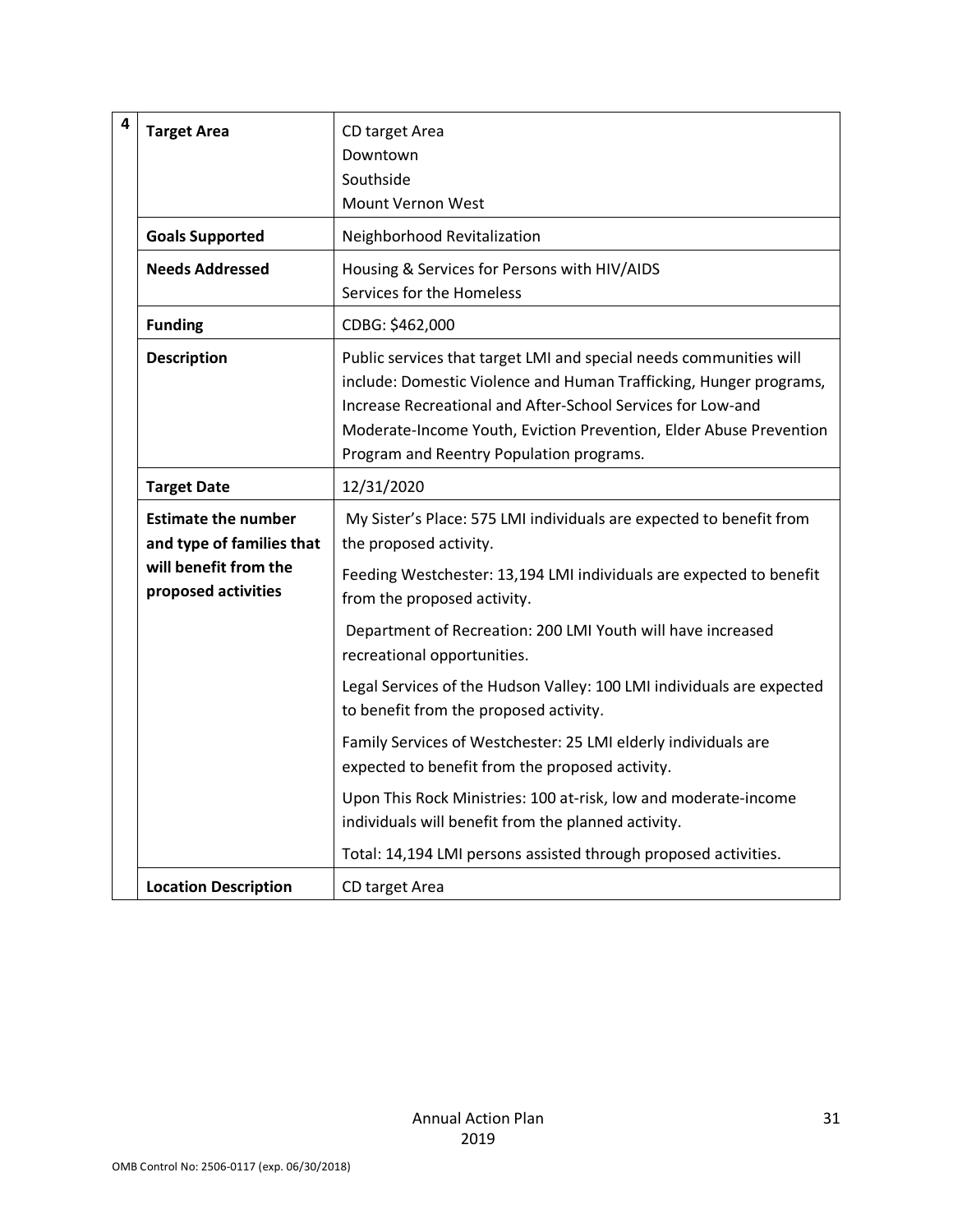| 4 | | |
|---|---|---|
| | **Target Area** | CD target Area<br>Downtown<br>Southside<br>Mount Vernon West |
| | **Goals Supported** | Neighborhood Revitalization |
| | **Needs Addressed** | Housing & Services for Persons with HIV/AIDS<br>Services for the Homeless |
| | **Funding** | CDBG: $462,000 |
| | **Description** | Public services that target LMI and special needs communities will include: Domestic Violence and Human Trafficking, Hunger programs, Increase Recreational and After-School Services for Low-and Moderate-Income Youth, Eviction Prevention, Elder Abuse Prevention Program and Reentry Population programs. |
| | **Target Date** | 12/31/2020 |
| | **Estimate the number and type of families that will benefit from the proposed activities** | My Sister's Place: 575 LMI individuals are expected to benefit from the proposed activity.<br><br>Feeding Westchester: 13,194 LMI individuals are expected to benefit from the proposed activity.<br><br>Department of Recreation: 200 LMI Youth will have increased recreational opportunities.<br><br>Legal Services of the Hudson Valley: 100 LMI individuals are expected to benefit from the proposed activity.<br><br>Family Services of Westchester: 25 LMI elderly individuals are expected to benefit from the proposed activity.<br><br>Upon This Rock Ministries: 100 at-risk, low and moderate-income individuals will benefit from the planned activity.<br><br>Total: 14,194 LMI persons assisted through proposed activities. |
| | **Location Description** | CD target Area |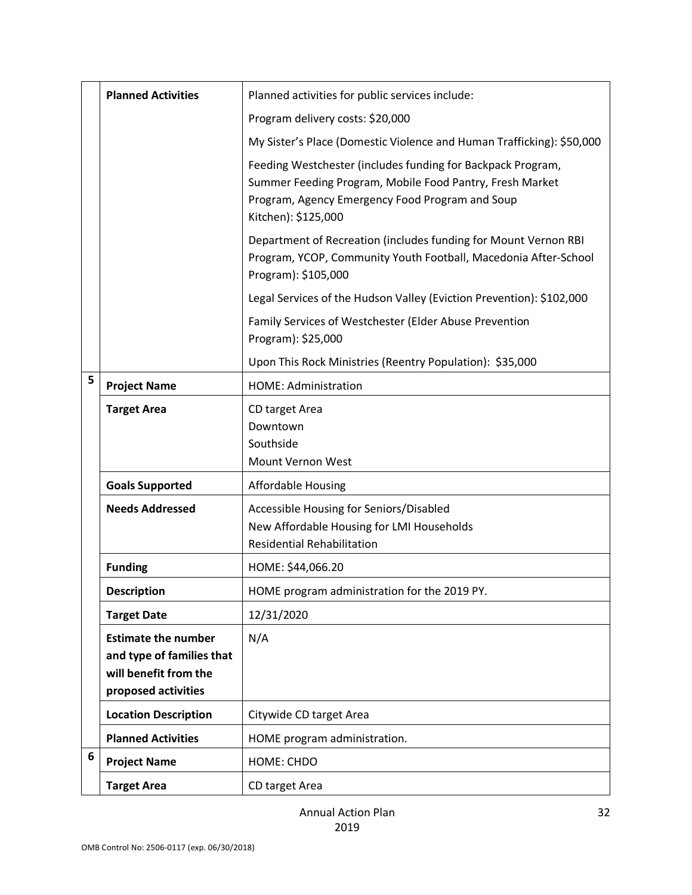| | | |
|---|---|---|
| | **Planned Activities** | Planned activities for public services include:<br>Program delivery costs: $20,000<br>My Sister's Place (Domestic Violence and Human Trafficking): $50,000<br>Feeding Westchester (includes funding for Backpack Program, Summer Feeding Program, Mobile Food Pantry, Fresh Market Program, Agency Emergency Food Program and Soup Kitchen): $125,000<br>Department of Recreation (includes funding for Mount Vernon RBI Program, YCOP, Community Youth Football, Macedonia After-School Program): $105,000<br>Legal Services of the Hudson Valley (Eviction Prevention): $102,000<br>Family Services of Westchester (Elder Abuse Prevention Program): $25,000<br>Upon This Rock Ministries (Reentry Population): $35,000 |
| 5 | **Project Name** | HOME: Administration |
| | **Target Area** | CD target Area<br>Downtown<br>Southside<br>Mount Vernon West |
| | **Goals Supported** | Affordable Housing |
| | **Needs Addressed** | Accessible Housing for Seniors/Disabled<br>New Affordable Housing for LMI Households<br>Residential Rehabilitation |
| | **Funding** | HOME: $44,066.20 |
| | **Description** | HOME program administration for the 2019 PY. |
| | **Target Date** | 12/31/2020 |
| | **Estimate the number and type of families that will benefit from the proposed activities** | N/A |
| | **Location Description** | Citywide CD target Area |
| | **Planned Activities** | HOME program administration. |
| 6 | **Project Name** | HOME: CHDO |
| | **Target Area** | CD target Area |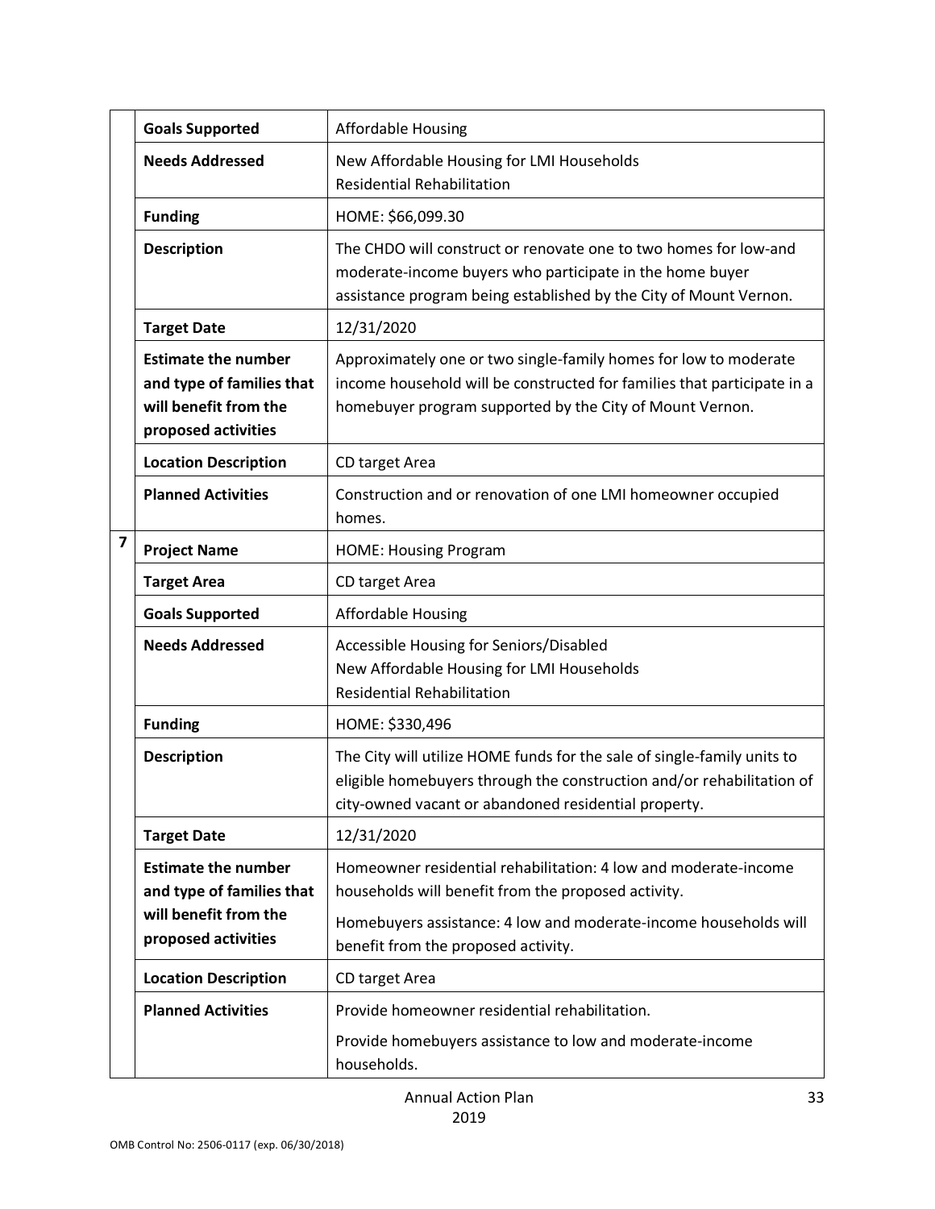| | | |
|---|---|---|
| | **Goals Supported** | Affordable Housing |
| | **Needs Addressed** | New Affordable Housing for LMI Households<br>Residential Rehabilitation |
| | **Funding** | HOME: $66,099.30 |
| | **Description** | The CHDO will construct or renovate one to two homes for low-and moderate-income buyers who participate in the home buyer assistance program being established by the City of Mount Vernon. |
| | **Target Date** | 12/31/2020 |
| | **Estimate the number and type of families that will benefit from the proposed activities** | Approximately one or two single-family homes for low to moderate income household will be constructed for families that participate in a homebuyer program supported by the City of Mount Vernon. |
| | **Location Description** | CD target Area |
| | **Planned Activities** | Construction and or renovation of one LMI homeowner occupied homes. |
| **7** | **Project Name** | HOME: Housing Program |
| | **Target Area** | CD target Area |
| | **Goals Supported** | Affordable Housing |
| | **Needs Addressed** | Accessible Housing for Seniors/Disabled<br>New Affordable Housing for LMI Households<br>Residential Rehabilitation |
| | **Funding** | HOME: $330,496 |
| | **Description** | The City will utilize HOME funds for the sale of single-family units to eligible homebuyers through the construction and/or rehabilitation of city-owned vacant or abandoned residential property. |
| | **Target Date** | 12/31/2020 |
| | **Estimate the number and type of families that will benefit from the proposed activities** | Homeowner residential rehabilitation: 4 low and moderate-income households will benefit from the proposed activity.<br>Homebuyers assistance: 4 low and moderate-income households will benefit from the proposed activity. |
| | **Location Description** | CD target Area |
| | **Planned Activities** | Provide homeowner residential rehabilitation.<br>Provide homebuyers assistance to low and moderate-income households. |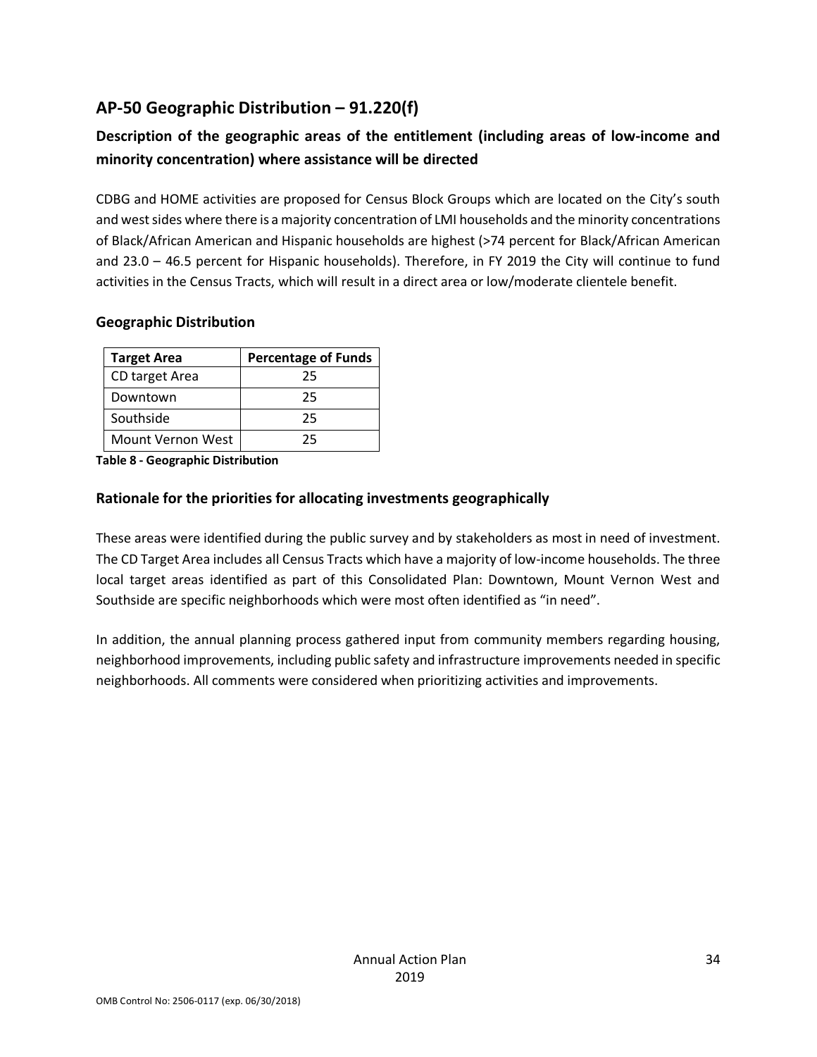## AP-50 Geographic Distribution – 91.220(f)

### Description of the geographic areas of the entitlement (including areas of low-income and minority concentration) where assistance will be directed

CDBG and HOME activities are proposed for Census Block Groups which are located on the City's south and west sides where there is a majority concentration of LMI households and the minority concentrations of Black/African American and Hispanic households are highest (>74 percent for Black/African American and 23.0 – 46.5 percent for Hispanic households). Therefore, in FY 2019 the City will continue to fund activities in the Census Tracts, which will result in a direct area or low/moderate clientele benefit.

### Geographic Distribution

| Target Area | Percentage of Funds |
|---|---|
| CD target Area | 25 |
| Downtown | 25 |
| Southside | 25 |
| Mount Vernon West | 25 |

**Table 8 - Geographic Distribution**

### Rationale for the priorities for allocating investments geographically

These areas were identified during the public survey and by stakeholders as most in need of investment. The CD Target Area includes all Census Tracts which have a majority of low-income households. The three local target areas identified as part of this Consolidated Plan: Downtown, Mount Vernon West and Southside are specific neighborhoods which were most often identified as "in need".

In addition, the annual planning process gathered input from community members regarding housing, neighborhood improvements, including public safety and infrastructure improvements needed in specific neighborhoods. All comments were considered when prioritizing activities and improvements.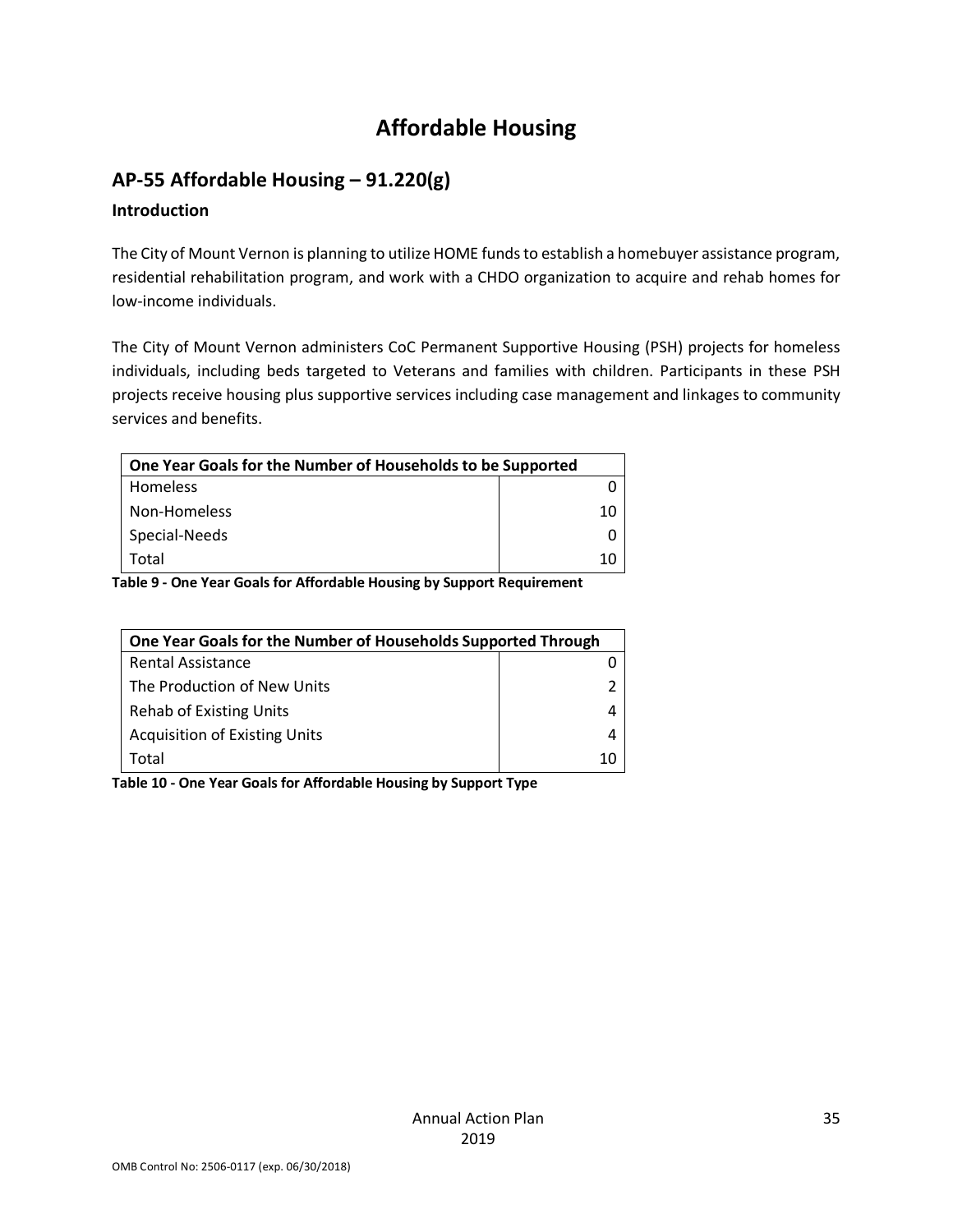# Affordable Housing

## AP-55 Affordable Housing – 91.220(g)

### Introduction

The City of Mount Vernon is planning to utilize HOME funds to establish a homebuyer assistance program, residential rehabilitation program, and work with a CHDO organization to acquire and rehab homes for low-income individuals.

The City of Mount Vernon administers CoC Permanent Supportive Housing (PSH) projects for homeless individuals, including beds targeted to Veterans and families with children. Participants in these PSH projects receive housing plus supportive services including case management and linkages to community services and benefits.

| One Year Goals for the Number of Households to be Supported | |
|---|---|
| Homeless | 0 |
| Non-Homeless | 10 |
| Special-Needs | 0 |
| Total | 10 |

**Table 9 - One Year Goals for Affordable Housing by Support Requirement**

| One Year Goals for the Number of Households Supported Through | |
|---|---|
| Rental Assistance | 0 |
| The Production of New Units | 2 |
| Rehab of Existing Units | 4 |
| Acquisition of Existing Units | 4 |
| Total | 10 |

**Table 10 - One Year Goals for Affordable Housing by Support Type**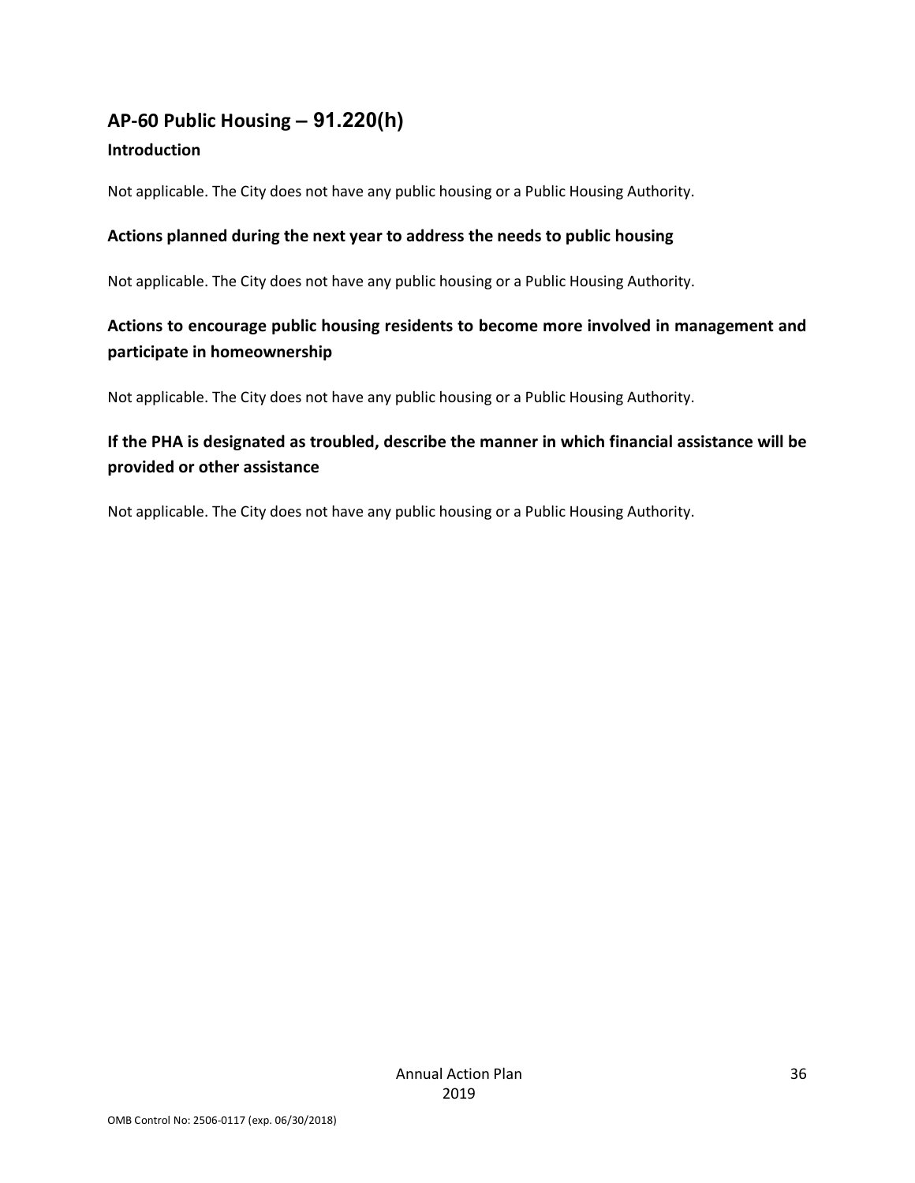## AP-60 Public Housing – 91.220(h)

### Introduction

Not applicable. The City does not have any public housing or a Public Housing Authority.

### Actions planned during the next year to address the needs to public housing

Not applicable. The City does not have any public housing or a Public Housing Authority.

### Actions to encourage public housing residents to become more involved in management and participate in homeownership

Not applicable. The City does not have any public housing or a Public Housing Authority.

### If the PHA is designated as troubled, describe the manner in which financial assistance will be provided or other assistance

Not applicable. The City does not have any public housing or a Public Housing Authority.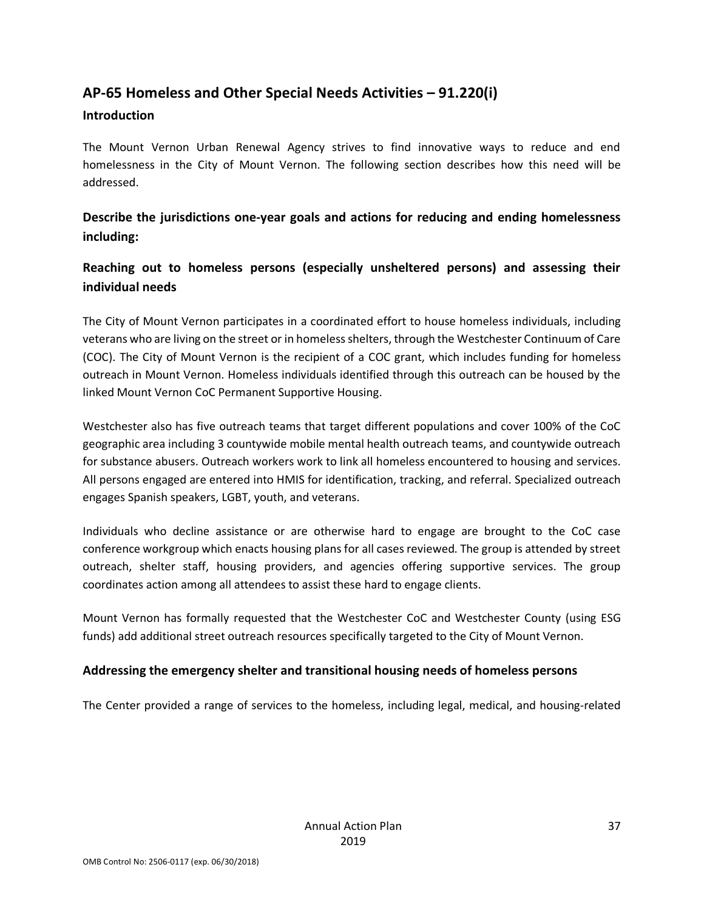## AP-65 Homeless and Other Special Needs Activities – 91.220(i)

### Introduction

The Mount Vernon Urban Renewal Agency strives to find innovative ways to reduce and end homelessness in the City of Mount Vernon. The following section describes how this need will be addressed.

### Describe the jurisdictions one-year goals and actions for reducing and ending homelessness including:

### Reaching out to homeless persons (especially unsheltered persons) and assessing their individual needs

The City of Mount Vernon participates in a coordinated effort to house homeless individuals, including veterans who are living on the street or in homeless shelters, through the Westchester Continuum of Care (COC). The City of Mount Vernon is the recipient of a COC grant, which includes funding for homeless outreach in Mount Vernon. Homeless individuals identified through this outreach can be housed by the linked Mount Vernon CoC Permanent Supportive Housing.

Westchester also has five outreach teams that target different populations and cover 100% of the CoC geographic area including 3 countywide mobile mental health outreach teams, and countywide outreach for substance abusers. Outreach workers work to link all homeless encountered to housing and services. All persons engaged are entered into HMIS for identification, tracking, and referral. Specialized outreach engages Spanish speakers, LGBT, youth, and veterans.

Individuals who decline assistance or are otherwise hard to engage are brought to the CoC case conference workgroup which enacts housing plans for all cases reviewed. The group is attended by street outreach, shelter staff, housing providers, and agencies offering supportive services. The group coordinates action among all attendees to assist these hard to engage clients.

Mount Vernon has formally requested that the Westchester CoC and Westchester County (using ESG funds) add additional street outreach resources specifically targeted to the City of Mount Vernon.

### Addressing the emergency shelter and transitional housing needs of homeless persons

The Center provided a range of services to the homeless, including legal, medical, and housing-related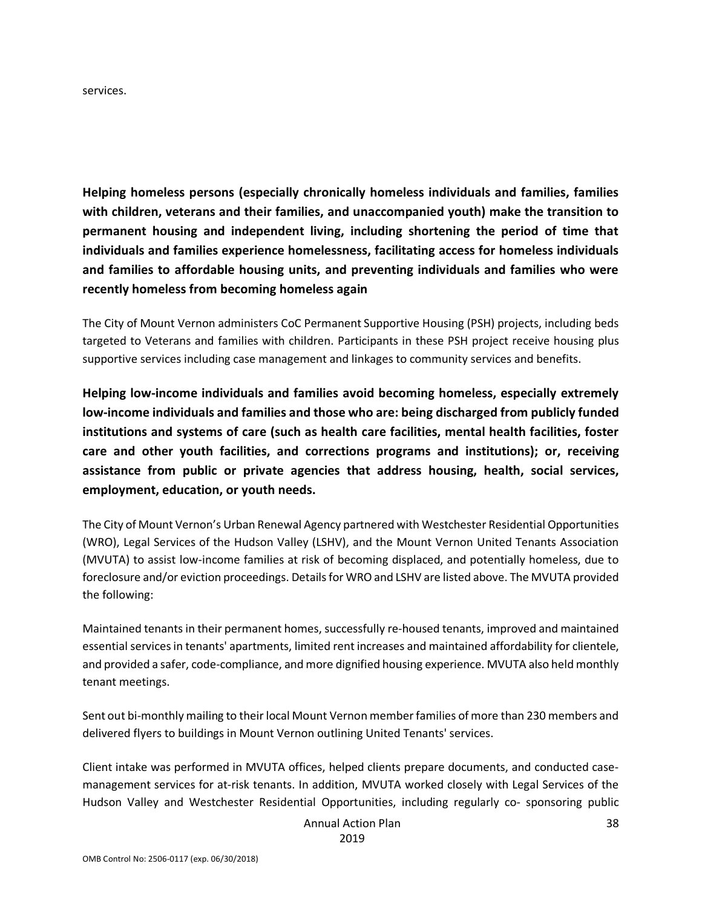services.

**Helping homeless persons (especially chronically homeless individuals and families, families with children, veterans and their families, and unaccompanied youth) make the transition to permanent housing and independent living, including shortening the period of time that individuals and families experience homelessness, facilitating access for homeless individuals and families to affordable housing units, and preventing individuals and families who were recently homeless from becoming homeless again**

The City of Mount Vernon administers CoC Permanent Supportive Housing (PSH) projects, including beds targeted to Veterans and families with children. Participants in these PSH project receive housing plus supportive services including case management and linkages to community services and benefits.

**Helping low-income individuals and families avoid becoming homeless, especially extremely low-income individuals and families and those who are: being discharged from publicly funded institutions and systems of care (such as health care facilities, mental health facilities, foster care and other youth facilities, and corrections programs and institutions); or, receiving assistance from public or private agencies that address housing, health, social services, employment, education, or youth needs.**

The City of Mount Vernon's Urban Renewal Agency partnered with Westchester Residential Opportunities (WRO), Legal Services of the Hudson Valley (LSHV), and the Mount Vernon United Tenants Association (MVUTA) to assist low-income families at risk of becoming displaced, and potentially homeless, due to foreclosure and/or eviction proceedings. Details for WRO and LSHV are listed above. The MVUTA provided the following:

Maintained tenants in their permanent homes, successfully re-housed tenants, improved and maintained essential services in tenants' apartments, limited rent increases and maintained affordability for clientele, and provided a safer, code-compliance, and more dignified housing experience. MVUTA also held monthly tenant meetings.

Sent out bi-monthly mailing to their local Mount Vernon member families of more than 230 members and delivered flyers to buildings in Mount Vernon outlining United Tenants' services.

Client intake was performed in MVUTA offices, helped clients prepare documents, and conducted case-management services for at-risk tenants. In addition, MVUTA worked closely with Legal Services of the Hudson Valley and Westchester Residential Opportunities, including regularly co- sponsoring public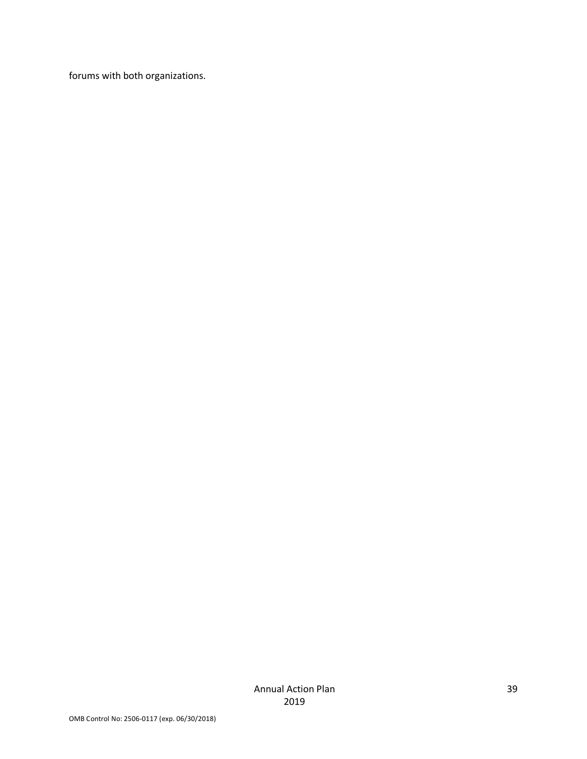forums with both organizations.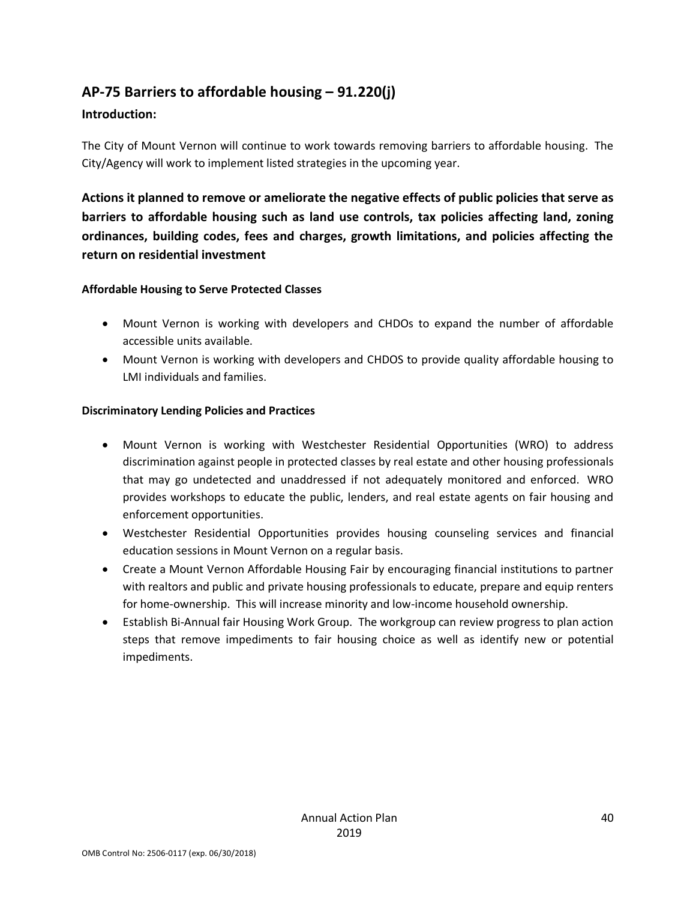## AP-75 Barriers to affordable housing – 91.220(j)

### Introduction:

The City of Mount Vernon will continue to work towards removing barriers to affordable housing. The City/Agency will work to implement listed strategies in the upcoming year.

### Actions it planned to remove or ameliorate the negative effects of public policies that serve as barriers to affordable housing such as land use controls, tax policies affecting land, zoning ordinances, building codes, fees and charges, growth limitations, and policies affecting the return on residential investment

**Affordable Housing to Serve Protected Classes**

- Mount Vernon is working with developers and CHDOs to expand the number of affordable accessible units available.
- Mount Vernon is working with developers and CHDOS to provide quality affordable housing to LMI individuals and families.

**Discriminatory Lending Policies and Practices**

- Mount Vernon is working with Westchester Residential Opportunities (WRO) to address discrimination against people in protected classes by real estate and other housing professionals that may go undetected and unaddressed if not adequately monitored and enforced. WRO provides workshops to educate the public, lenders, and real estate agents on fair housing and enforcement opportunities.
- Westchester Residential Opportunities provides housing counseling services and financial education sessions in Mount Vernon on a regular basis.
- Create a Mount Vernon Affordable Housing Fair by encouraging financial institutions to partner with realtors and public and private housing professionals to educate, prepare and equip renters for home-ownership. This will increase minority and low-income household ownership.
- Establish Bi-Annual fair Housing Work Group. The workgroup can review progress to plan action steps that remove impediments to fair housing choice as well as identify new or potential impediments.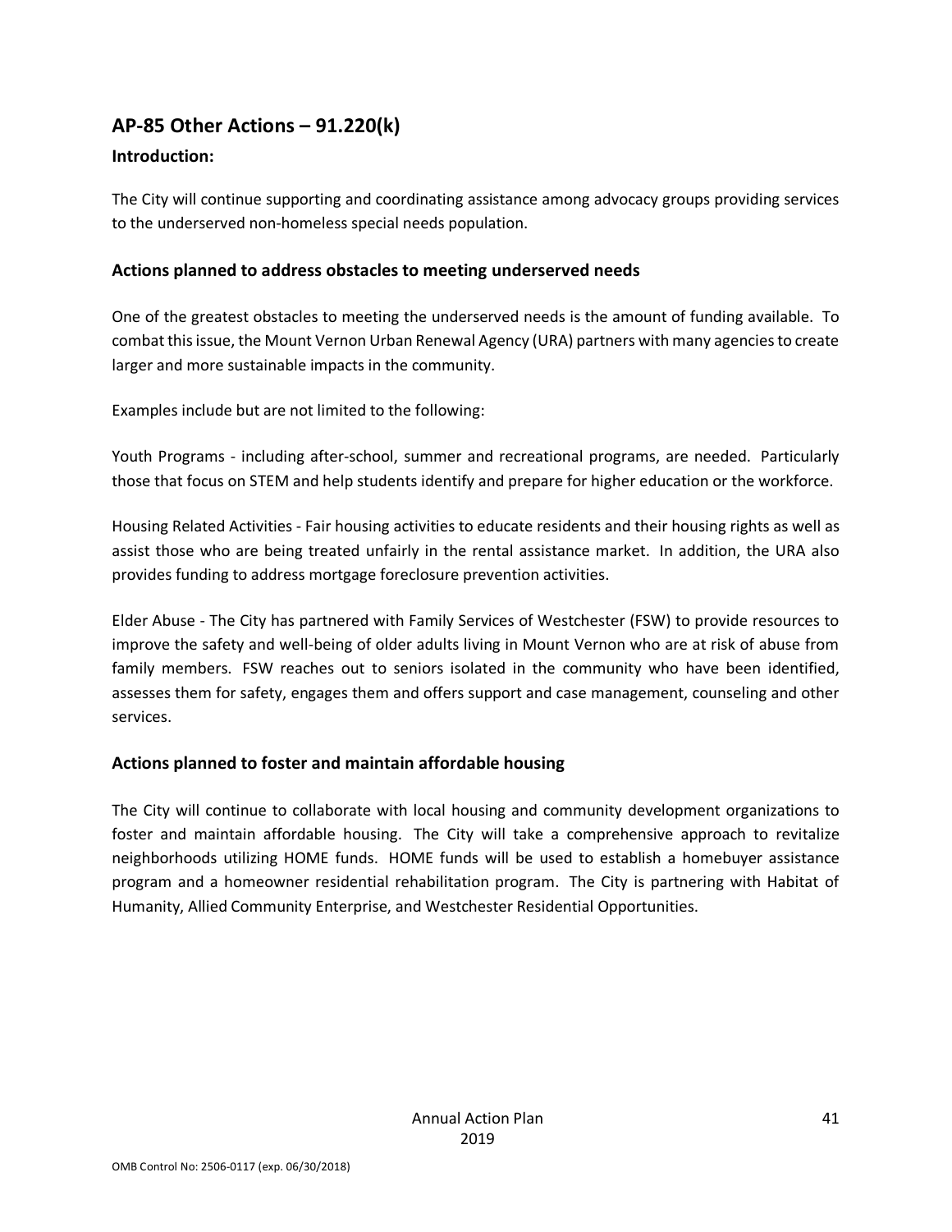## AP-85 Other Actions – 91.220(k)

### Introduction:

The City will continue supporting and coordinating assistance among advocacy groups providing services to the underserved non-homeless special needs population.

### Actions planned to address obstacles to meeting underserved needs

One of the greatest obstacles to meeting the underserved needs is the amount of funding available. To combat this issue, the Mount Vernon Urban Renewal Agency (URA) partners with many agencies to create larger and more sustainable impacts in the community.

Examples include but are not limited to the following:

Youth Programs - including after-school, summer and recreational programs, are needed. Particularly those that focus on STEM and help students identify and prepare for higher education or the workforce.

Housing Related Activities - Fair housing activities to educate residents and their housing rights as well as assist those who are being treated unfairly in the rental assistance market. In addition, the URA also provides funding to address mortgage foreclosure prevention activities.

Elder Abuse - The City has partnered with Family Services of Westchester (FSW) to provide resources to improve the safety and well-being of older adults living in Mount Vernon who are at risk of abuse from family members. FSW reaches out to seniors isolated in the community who have been identified, assesses them for safety, engages them and offers support and case management, counseling and other services.

### Actions planned to foster and maintain affordable housing

The City will continue to collaborate with local housing and community development organizations to foster and maintain affordable housing. The City will take a comprehensive approach to revitalize neighborhoods utilizing HOME funds. HOME funds will be used to establish a homebuyer assistance program and a homeowner residential rehabilitation program. The City is partnering with Habitat of Humanity, Allied Community Enterprise, and Westchester Residential Opportunities.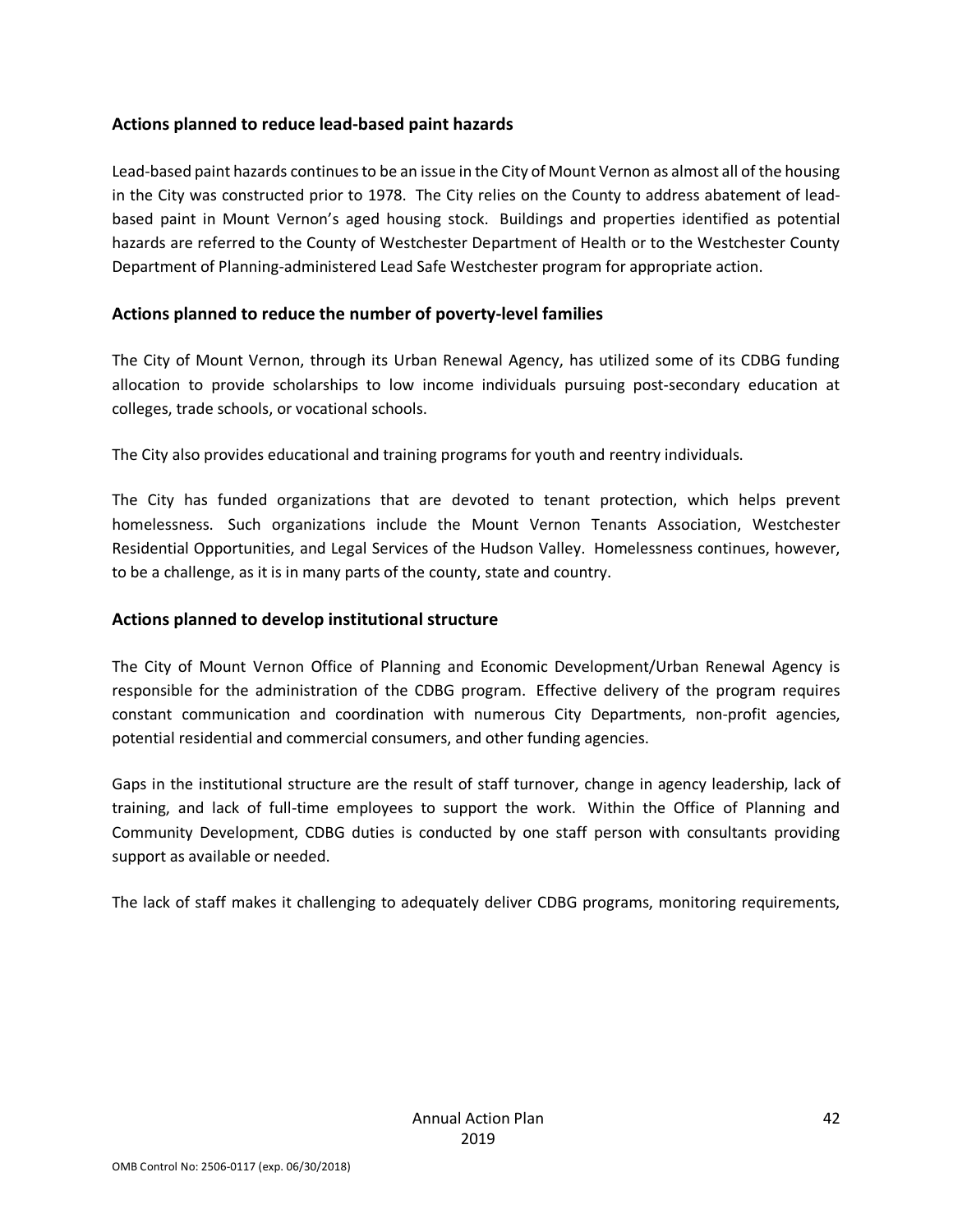## Actions planned to reduce lead-based paint hazards

Lead-based paint hazards continues to be an issue in the City of Mount Vernon as almost all of the housing in the City was constructed prior to 1978. The City relies on the County to address abatement of lead-based paint in Mount Vernon's aged housing stock. Buildings and properties identified as potential hazards are referred to the County of Westchester Department of Health or to the Westchester County Department of Planning-administered Lead Safe Westchester program for appropriate action.

## Actions planned to reduce the number of poverty-level families

The City of Mount Vernon, through its Urban Renewal Agency, has utilized some of its CDBG funding allocation to provide scholarships to low income individuals pursuing post-secondary education at colleges, trade schools, or vocational schools.

The City also provides educational and training programs for youth and reentry individuals.

The City has funded organizations that are devoted to tenant protection, which helps prevent homelessness. Such organizations include the Mount Vernon Tenants Association, Westchester Residential Opportunities, and Legal Services of the Hudson Valley. Homelessness continues, however, to be a challenge, as it is in many parts of the county, state and country.

## Actions planned to develop institutional structure

The City of Mount Vernon Office of Planning and Economic Development/Urban Renewal Agency is responsible for the administration of the CDBG program. Effective delivery of the program requires constant communication and coordination with numerous City Departments, non-profit agencies, potential residential and commercial consumers, and other funding agencies.

Gaps in the institutional structure are the result of staff turnover, change in agency leadership, lack of training, and lack of full-time employees to support the work. Within the Office of Planning and Community Development, CDBG duties is conducted by one staff person with consultants providing support as available or needed.

The lack of staff makes it challenging to adequately deliver CDBG programs, monitoring requirements,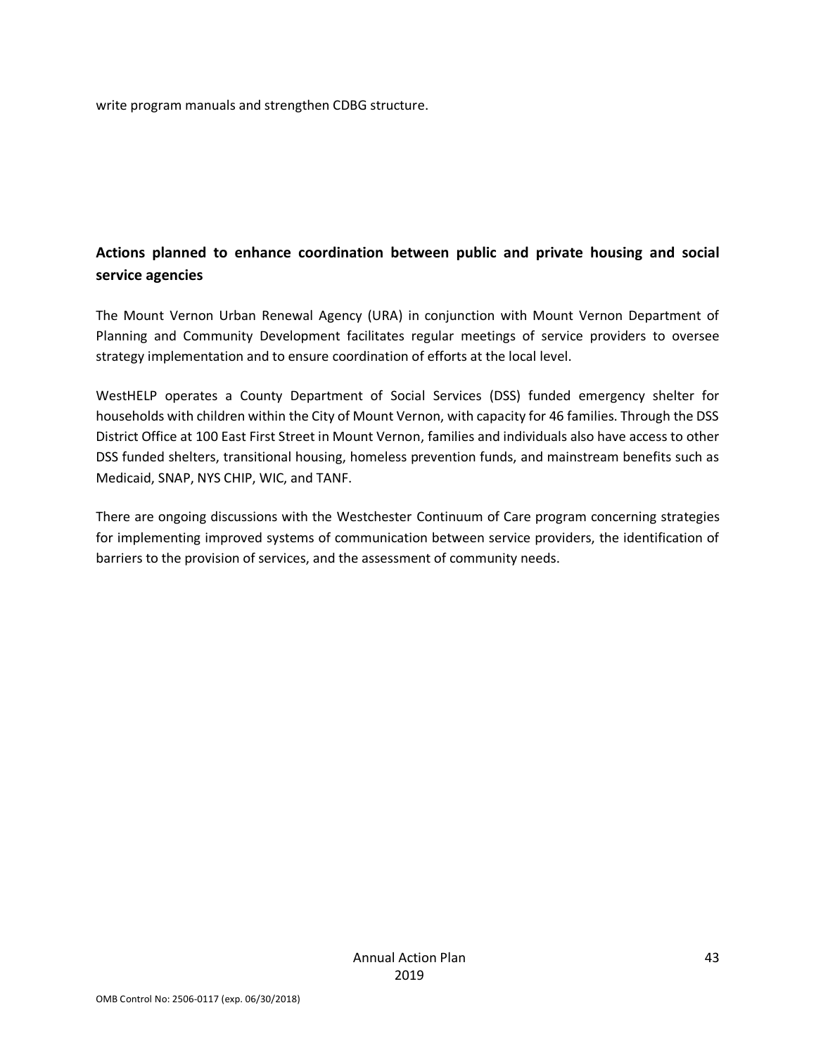write program manuals and strengthen CDBG structure.

## Actions planned to enhance coordination between public and private housing and social service agencies

The Mount Vernon Urban Renewal Agency (URA) in conjunction with Mount Vernon Department of Planning and Community Development facilitates regular meetings of service providers to oversee strategy implementation and to ensure coordination of efforts at the local level.

WestHELP operates a County Department of Social Services (DSS) funded emergency shelter for households with children within the City of Mount Vernon, with capacity for 46 families. Through the DSS District Office at 100 East First Street in Mount Vernon, families and individuals also have access to other DSS funded shelters, transitional housing, homeless prevention funds, and mainstream benefits such as Medicaid, SNAP, NYS CHIP, WIC, and TANF.

There are ongoing discussions with the Westchester Continuum of Care program concerning strategies for implementing improved systems of communication between service providers, the identification of barriers to the provision of services, and the assessment of community needs.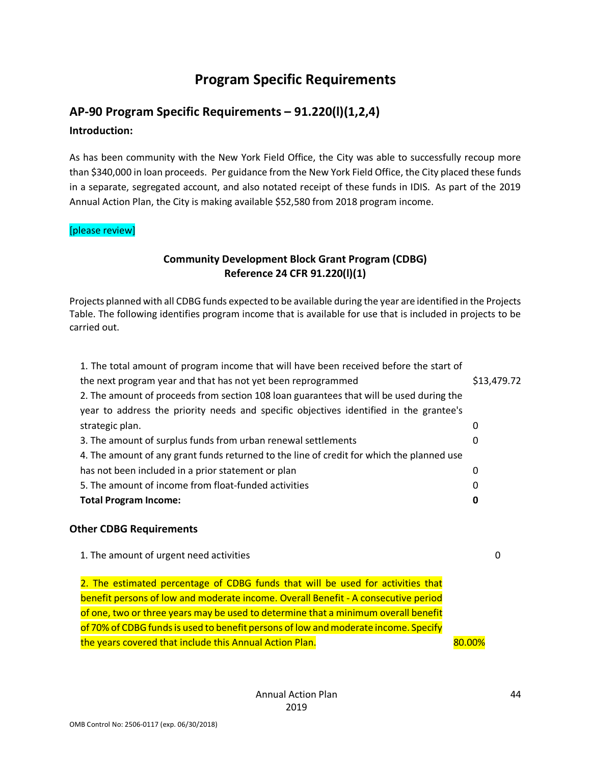# Program Specific Requirements

## AP-90 Program Specific Requirements – 91.220(l)(1,2,4)

### Introduction:

As has been community with the New York Field Office, the City was able to successfully recoup more than $340,000 in loan proceeds. Per guidance from the New York Field Office, the City placed these funds in a separate, segregated account, and also notated receipt of these funds in IDIS. As part of the 2019 Annual Action Plan, the City is making available $52,580 from 2018 program income.

[please review]

**Community Development Block Grant Program (CDBG)**
**Reference 24 CFR 91.220(l)(1)**

Projects planned with all CDBG funds expected to be available during the year are identified in the Projects Table. The following identifies program income that is available for use that is included in projects to be carried out.

| | |
|---|---|
| 1. The total amount of program income that will have been received before the start of the next program year and that has not yet been reprogrammed | $13,479.72 |
| 2. The amount of proceeds from section 108 loan guarantees that will be used during the year to address the priority needs and specific objectives identified in the grantee's strategic plan. | 0 |
| 3. The amount of surplus funds from urban renewal settlements | 0 |
| 4. The amount of any grant funds returned to the line of credit for which the planned use has not been included in a prior statement or plan | 0 |
| 5. The amount of income from float-funded activities | 0 |
| **Total Program Income:** | **0** |

### Other CDBG Requirements

| | |
|---|---|
| 1. The amount of urgent need activities | 0 |
| 2. The estimated percentage of CDBG funds that will be used for activities that benefit persons of low and moderate income. Overall Benefit - A consecutive period of one, two or three years may be used to determine that a minimum overall benefit of 70% of CDBG funds is used to benefit persons of low and moderate income. Specify the years covered that include this Annual Action Plan. | 80.00% |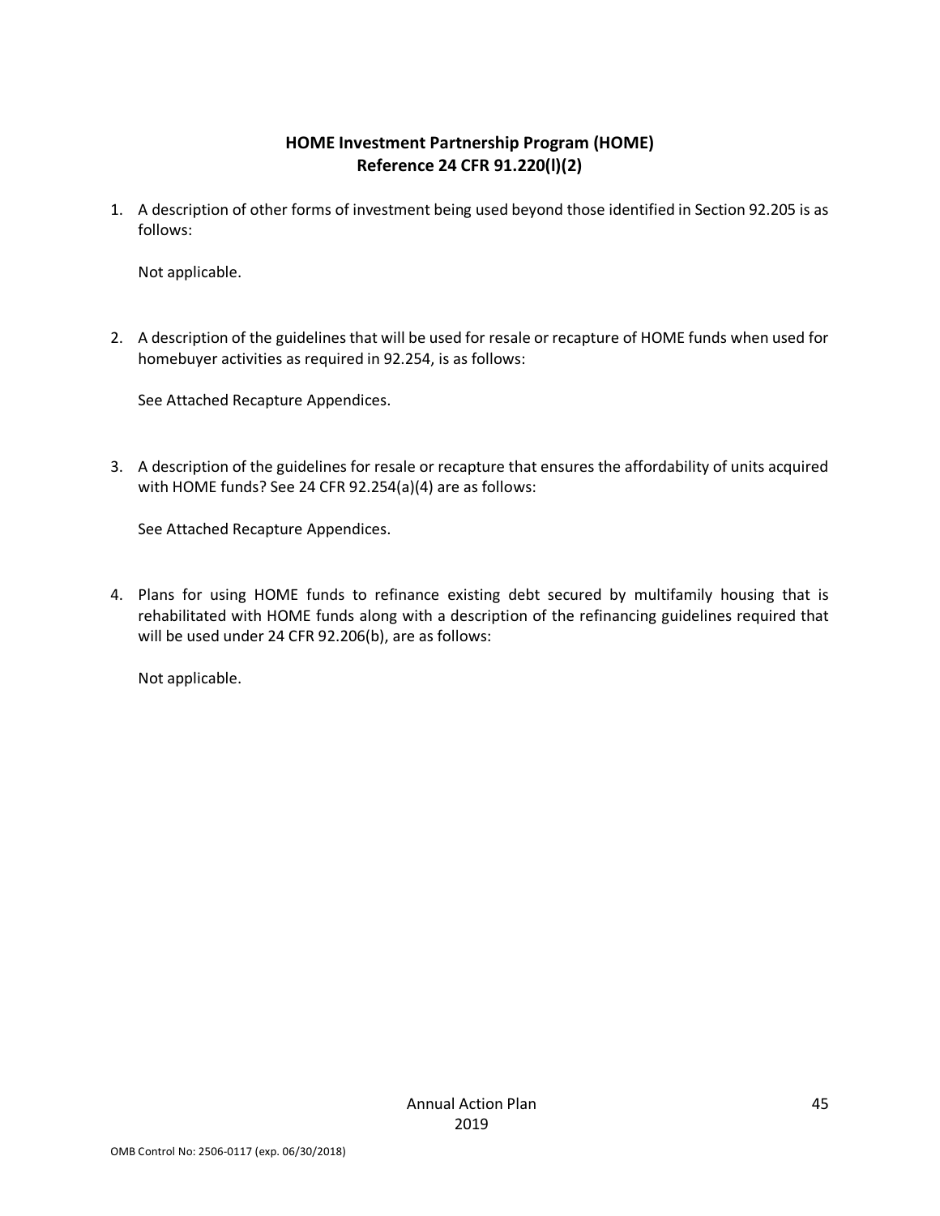## HOME Investment Partnership Program (HOME)
## Reference 24 CFR 91.220(l)(2)

1. A description of other forms of investment being used beyond those identified in Section 92.205 is as follows:

   Not applicable.

2. A description of the guidelines that will be used for resale or recapture of HOME funds when used for homebuyer activities as required in 92.254, is as follows:

   See Attached Recapture Appendices.

3. A description of the guidelines for resale or recapture that ensures the affordability of units acquired with HOME funds? See 24 CFR 92.254(a)(4) are as follows:

   See Attached Recapture Appendices.

4. Plans for using HOME funds to refinance existing debt secured by multifamily housing that is rehabilitated with HOME funds along with a description of the refinancing guidelines required that will be used under 24 CFR 92.206(b), are as follows:

   Not applicable.